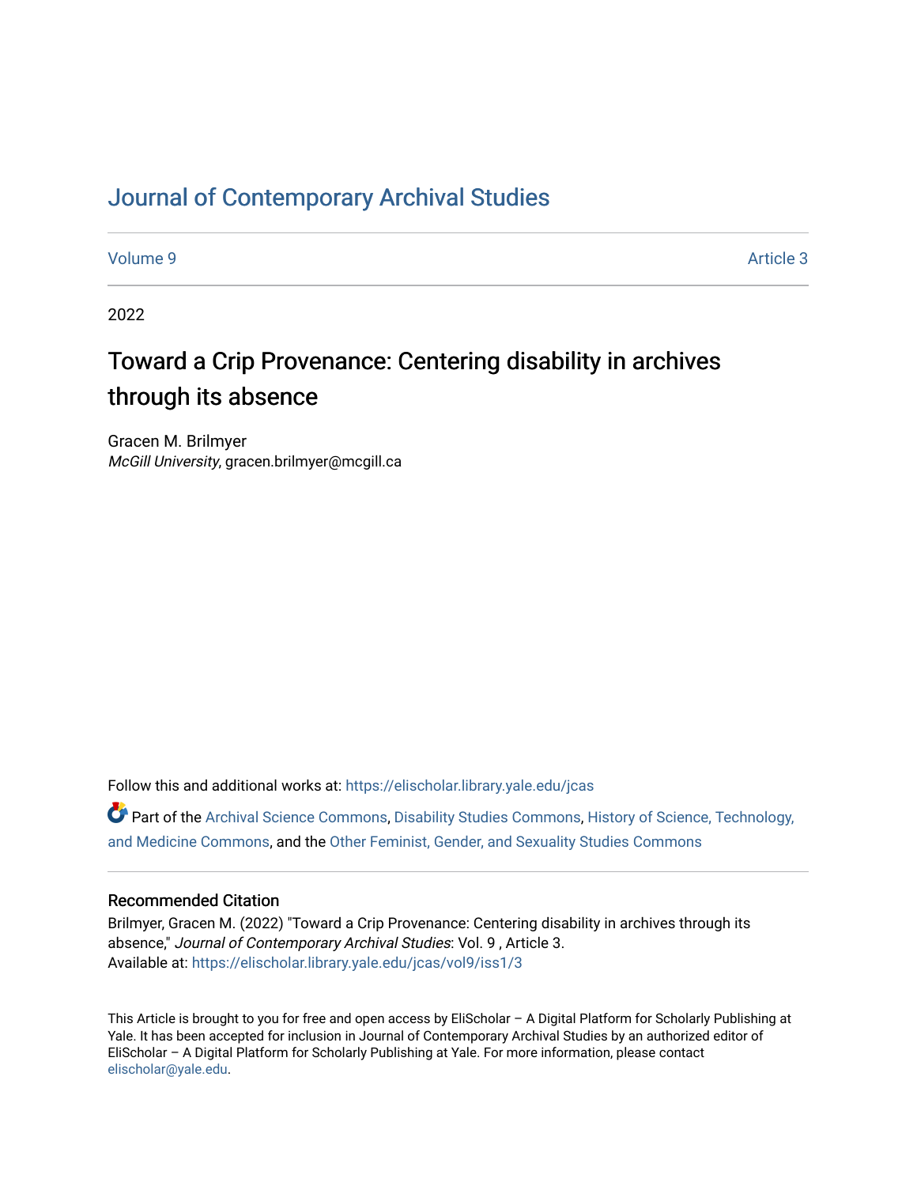# Journal of Contemporary Archival Studies

Volume 9 | Article 3

2022

## Toward a Crip Provenance: Centering disability in archives through its absence

Gracen M. Brilmyer
*McGill University*, gracen.brilmyer@mcgill.ca

Follow this and additional works at: https://elischolar.library.yale.edu/jcas

Part of the Archival Science Commons, Disability Studies Commons, History of Science, Technology, and Medicine Commons, and the Other Feminist, Gender, and Sexuality Studies Commons

### Recommended Citation

Brilmyer, Gracen M. (2022) "Toward a Crip Provenance: Centering disability in archives through its absence," *Journal of Contemporary Archival Studies*: Vol. 9 , Article 3.
Available at: https://elischolar.library.yale.edu/jcas/vol9/iss1/3

This Article is brought to you for free and open access by EliScholar – A Digital Platform for Scholarly Publishing at Yale. It has been accepted for inclusion in Journal of Contemporary Archival Studies by an authorized editor of EliScholar – A Digital Platform for Scholarly Publishing at Yale. For more information, please contact elischolar@yale.edu.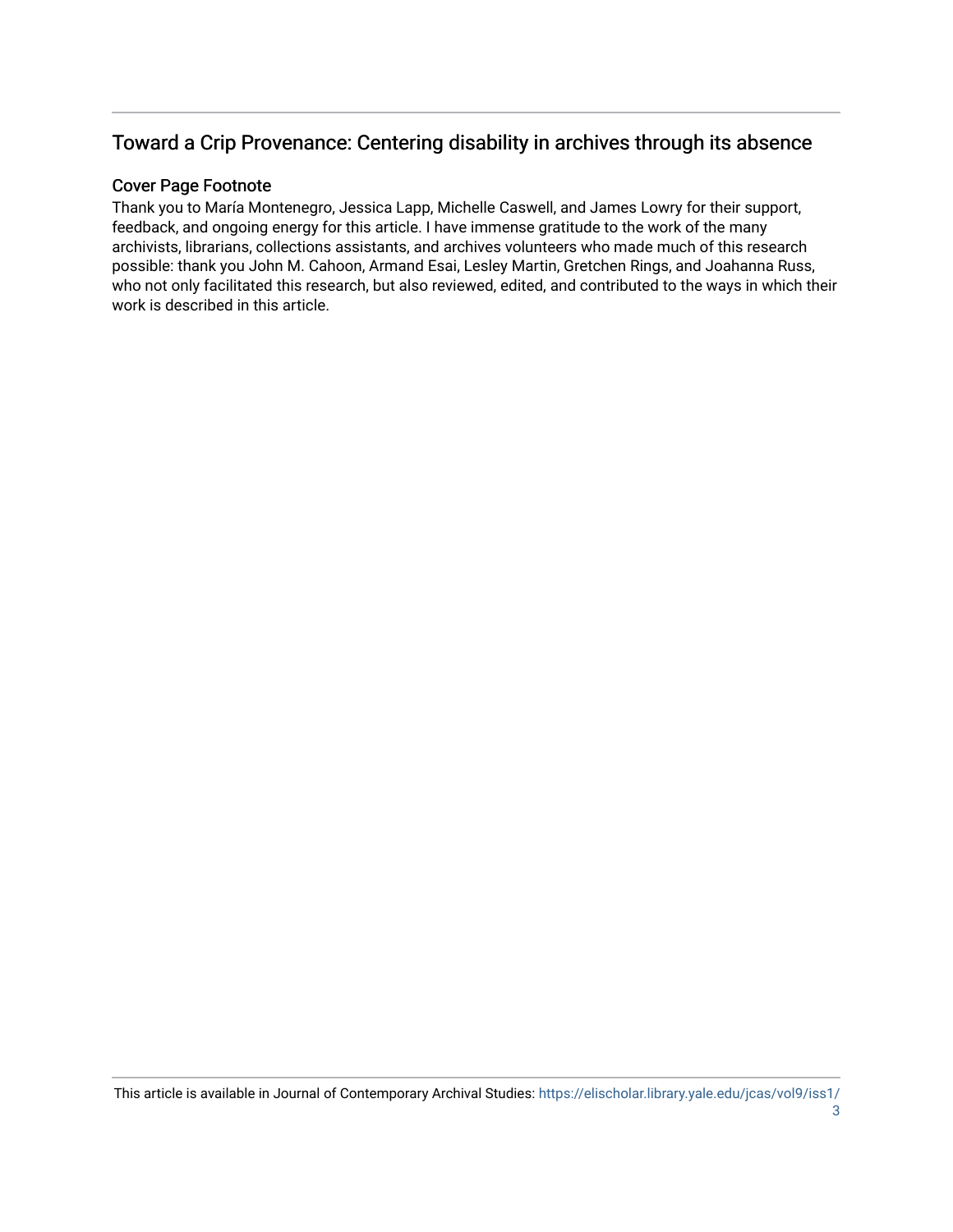## Toward a Crip Provenance: Centering disability in archives through its absence

### Cover Page Footnote

Thank you to María Montenegro, Jessica Lapp, Michelle Caswell, and James Lowry for their support, feedback, and ongoing energy for this article. I have immense gratitude to the work of the many archivists, librarians, collections assistants, and archives volunteers who made much of this research possible: thank you John M. Cahoon, Armand Esai, Lesley Martin, Gretchen Rings, and Joahanna Russ, who not only facilitated this research, but also reviewed, edited, and contributed to the ways in which their work is described in this article.

This article is available in Journal of Contemporary Archival Studies: https://elischolar.library.yale.edu/jcas/vol9/iss1/3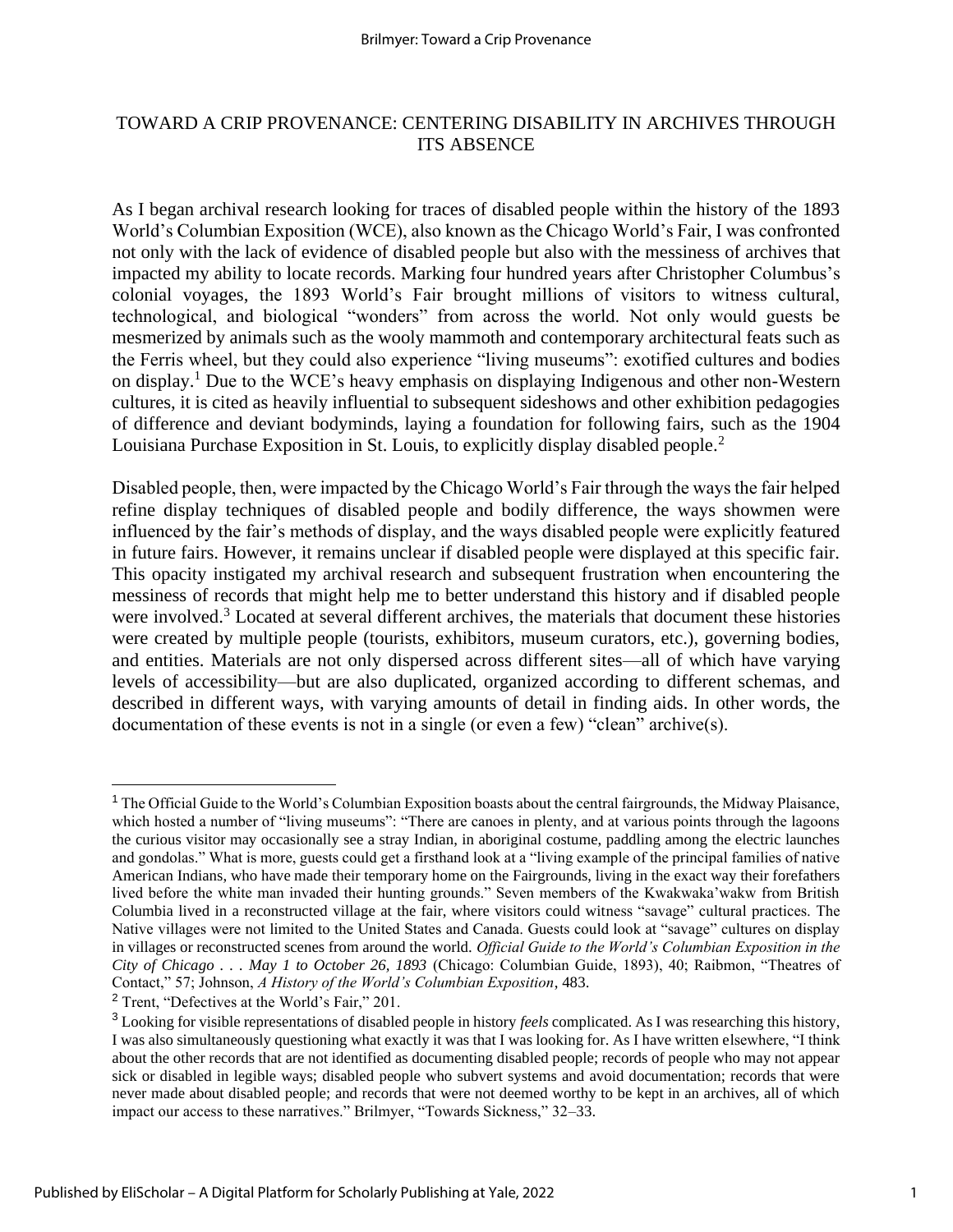# TOWARD A CRIP PROVENANCE: CENTERING DISABILITY IN ARCHIVES THROUGH ITS ABSENCE

As I began archival research looking for traces of disabled people within the history of the 1893 World's Columbian Exposition (WCE), also known as the Chicago World's Fair, I was confronted not only with the lack of evidence of disabled people but also with the messiness of archives that impacted my ability to locate records. Marking four hundred years after Christopher Columbus's colonial voyages, the 1893 World's Fair brought millions of visitors to witness cultural, technological, and biological "wonders" from across the world. Not only would guests be mesmerized by animals such as the wooly mammoth and contemporary architectural feats such as the Ferris wheel, but they could also experience "living museums": exotified cultures and bodies on display.[1] Due to the WCE's heavy emphasis on displaying Indigenous and other non-Western cultures, it is cited as heavily influential to subsequent sideshows and other exhibition pedagogies of difference and deviant bodyminds, laying a foundation for following fairs, such as the 1904 Louisiana Purchase Exposition in St. Louis, to explicitly display disabled people.[2]

Disabled people, then, were impacted by the Chicago World's Fair through the ways the fair helped refine display techniques of disabled people and bodily difference, the ways showmen were influenced by the fair's methods of display, and the ways disabled people were explicitly featured in future fairs. However, it remains unclear if disabled people were displayed at this specific fair. This opacity instigated my archival research and subsequent frustration when encountering the messiness of records that might help me to better understand this history and if disabled people were involved.[3] Located at several different archives, the materials that document these histories were created by multiple people (tourists, exhibitors, museum curators, etc.), governing bodies, and entities. Materials are not only dispersed across different sites—all of which have varying levels of accessibility—but are also duplicated, organized according to different schemas, and described in different ways, with varying amounts of detail in finding aids. In other words, the documentation of these events is not in a single (or even a few) "clean" archive(s).

---

[1] The Official Guide to the World's Columbian Exposition boasts about the central fairgrounds, the Midway Plaisance, which hosted a number of "living museums": "There are canoes in plenty, and at various points through the lagoons the curious visitor may occasionally see a stray Indian, in aboriginal costume, paddling among the electric launches and gondolas." What is more, guests could get a firsthand look at a "living example of the principal families of native American Indians, who have made their temporary home on the Fairgrounds, living in the exact way their forefathers lived before the white man invaded their hunting grounds." Seven members of the Kwakwaka'wakw from British Columbia lived in a reconstructed village at the fair, where visitors could witness "savage" cultural practices. The Native villages were not limited to the United States and Canada. Guests could look at "savage" cultures on display in villages or reconstructed scenes from around the world. *Official Guide to the World's Columbian Exposition in the City of Chicago . . . May 1 to October 26, 1893* (Chicago: Columbian Guide, 1893), 40; Raibmon, "Theatres of Contact," 57; Johnson, *A History of the World's Columbian Exposition*, 483.

[2] Trent, "Defectives at the World's Fair," 201.

[3] Looking for visible representations of disabled people in history *feels* complicated. As I was researching this history, I was also simultaneously questioning what exactly it was that I was looking for. As I have written elsewhere, "I think about the other records that are not identified as documenting disabled people; records of people who may not appear sick or disabled in legible ways; disabled people who subvert systems and avoid documentation; records that were never made about disabled people; and records that were not deemed worthy to be kept in an archives, all of which impact our access to these narratives." Brilmyer, "Towards Sickness," 32–33.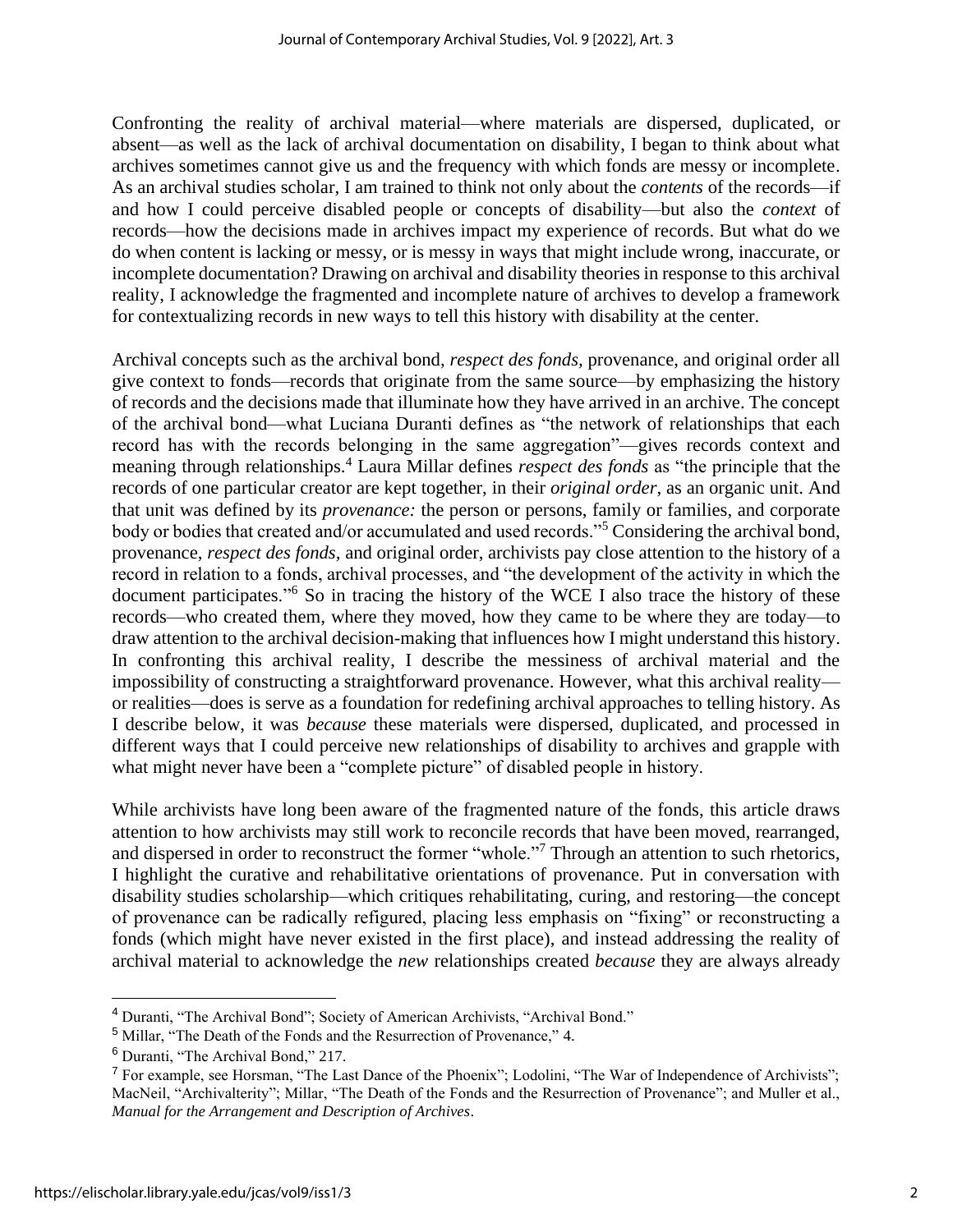Confronting the reality of archival material—where materials are dispersed, duplicated, or absent—as well as the lack of archival documentation on disability, I began to think about what archives sometimes cannot give us and the frequency with which fonds are messy or incomplete. As an archival studies scholar, I am trained to think not only about the *contents* of the records—if and how I could perceive disabled people or concepts of disability—but also the *context* of records—how the decisions made in archives impact my experience of records. But what do we do when content is lacking or messy, or is messy in ways that might include wrong, inaccurate, or incomplete documentation? Drawing on archival and disability theories in response to this archival reality, I acknowledge the fragmented and incomplete nature of archives to develop a framework for contextualizing records in new ways to tell this history with disability at the center.

Archival concepts such as the archival bond, *respect des fonds*, provenance, and original order all give context to fonds—records that originate from the same source—by emphasizing the history of records and the decisions made that illuminate how they have arrived in an archive. The concept of the archival bond—what Luciana Duranti defines as "the network of relationships that each record has with the records belonging in the same aggregation"—gives records context and meaning through relationships.[4] Laura Millar defines *respect des fonds* as "the principle that the records of one particular creator are kept together, in their *original order*, as an organic unit. And that unit was defined by its *provenance:* the person or persons, family or families, and corporate body or bodies that created and/or accumulated and used records."[5] Considering the archival bond, provenance, *respect des fonds*, and original order, archivists pay close attention to the history of a record in relation to a fonds, archival processes, and "the development of the activity in which the document participates."[6] So in tracing the history of the WCE I also trace the history of these records—who created them, where they moved, how they came to be where they are today—to draw attention to the archival decision-making that influences how I might understand this history. In confronting this archival reality, I describe the messiness of archival material and the impossibility of constructing a straightforward provenance. However, what this archival reality—or realities—does is serve as a foundation for redefining archival approaches to telling history. As I describe below, it was *because* these materials were dispersed, duplicated, and processed in different ways that I could perceive new relationships of disability to archives and grapple with what might never have been a "complete picture" of disabled people in history.

While archivists have long been aware of the fragmented nature of the fonds, this article draws attention to how archivists may still work to reconcile records that have been moved, rearranged, and dispersed in order to reconstruct the former "whole."[7] Through an attention to such rhetorics, I highlight the curative and rehabilitative orientations of provenance. Put in conversation with disability studies scholarship—which critiques rehabilitating, curing, and restoring—the concept of provenance can be radically refigured, placing less emphasis on "fixing" or reconstructing a fonds (which might have never existed in the first place), and instead addressing the reality of archival material to acknowledge the *new* relationships created *because* they are always already

---

[4] Duranti, "The Archival Bond"; Society of American Archivists, "Archival Bond."

[5] Millar, "The Death of the Fonds and the Resurrection of Provenance," 4.

[6] Duranti, "The Archival Bond," 217.

[7] For example, see Horsman, "The Last Dance of the Phoenix"; Lodolini, "The War of Independence of Archivists"; MacNeil, "Archivalterity"; Millar, "The Death of the Fonds and the Resurrection of Provenance"; and Muller et al., *Manual for the Arrangement and Description of Archives*.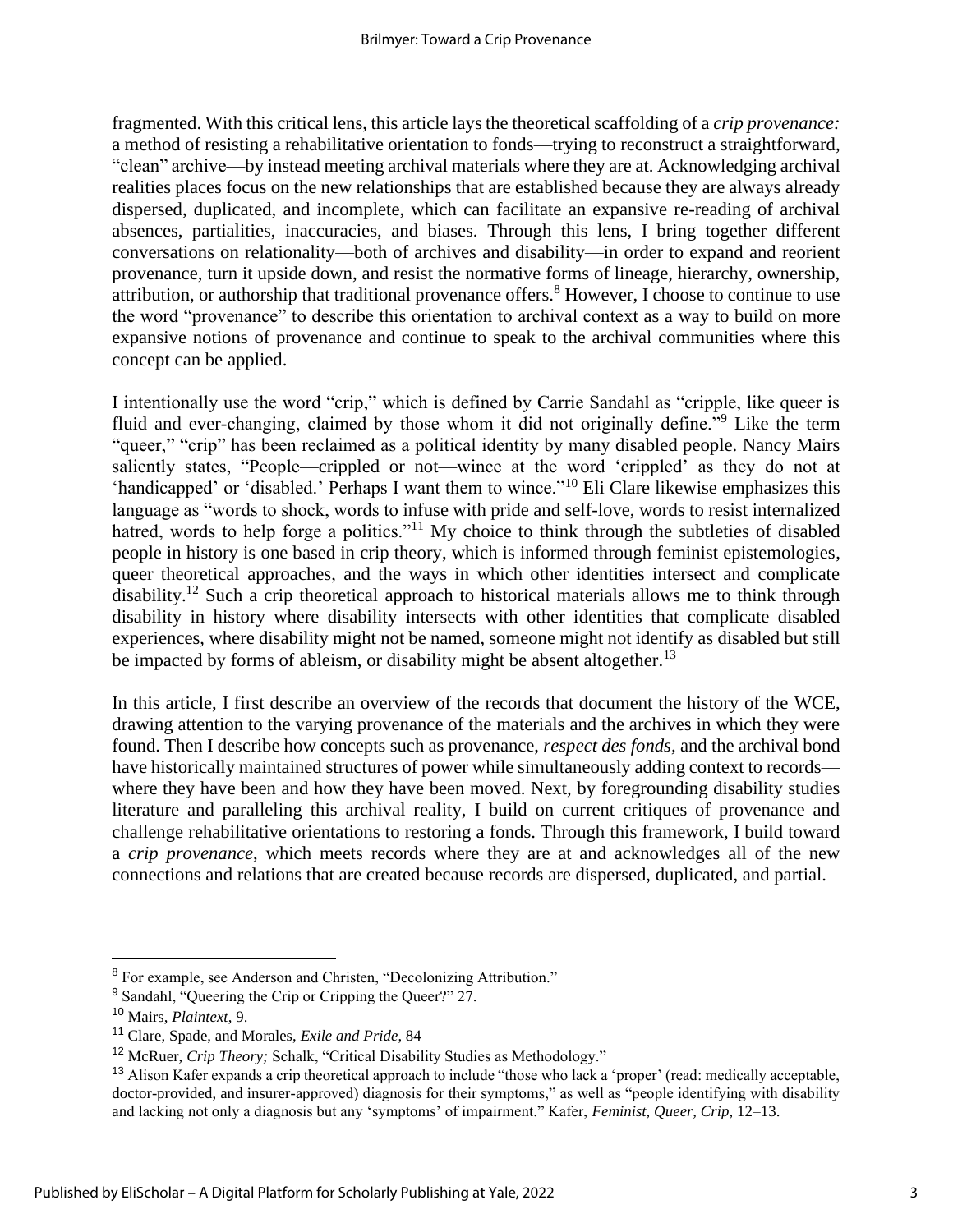fragmented. With this critical lens, this article lays the theoretical scaffolding of a *crip provenance:* a method of resisting a rehabilitative orientation to fonds—trying to reconstruct a straightforward, "clean" archive—by instead meeting archival materials where they are at. Acknowledging archival realities places focus on the new relationships that are established because they are always already dispersed, duplicated, and incomplete, which can facilitate an expansive re-reading of archival absences, partialities, inaccuracies, and biases. Through this lens, I bring together different conversations on relationality—both of archives and disability—in order to expand and reorient provenance, turn it upside down, and resist the normative forms of lineage, hierarchy, ownership, attribution, or authorship that traditional provenance offers.[8] However, I choose to continue to use the word "provenance" to describe this orientation to archival context as a way to build on more expansive notions of provenance and continue to speak to the archival communities where this concept can be applied.

I intentionally use the word "crip," which is defined by Carrie Sandahl as "cripple, like queer is fluid and ever-changing, claimed by those whom it did not originally define."[9] Like the term "queer," "crip" has been reclaimed as a political identity by many disabled people. Nancy Mairs saliently states, "People—crippled or not—wince at the word 'crippled' as they do not at 'handicapped' or 'disabled.' Perhaps I want them to wince."[10] Eli Clare likewise emphasizes this language as "words to shock, words to infuse with pride and self-love, words to resist internalized hatred, words to help forge a politics."[11] My choice to think through the subtleties of disabled people in history is one based in crip theory, which is informed through feminist epistemologies, queer theoretical approaches, and the ways in which other identities intersect and complicate disability.[12] Such a crip theoretical approach to historical materials allows me to think through disability in history where disability intersects with other identities that complicate disabled experiences, where disability might not be named, someone might not identify as disabled but still be impacted by forms of ableism, or disability might be absent altogether.[13]

In this article, I first describe an overview of the records that document the history of the WCE, drawing attention to the varying provenance of the materials and the archives in which they were found. Then I describe how concepts such as provenance, *respect des fonds,* and the archival bond have historically maintained structures of power while simultaneously adding context to records—where they have been and how they have been moved. Next, by foregrounding disability studies literature and paralleling this archival reality, I build on current critiques of provenance and challenge rehabilitative orientations to restoring a fonds. Through this framework, I build toward a *crip provenance*, which meets records where they are at and acknowledges all of the new connections and relations that are created because records are dispersed, duplicated, and partial.

---

[8] For example, see Anderson and Christen, "Decolonizing Attribution."

[9] Sandahl, "Queering the Crip or Cripping the Queer?" 27.

[10] Mairs, *Plaintext*, 9.

[11] Clare, Spade, and Morales, *Exile and Pride*, 84

[12] McRuer, *Crip Theory;* Schalk, "Critical Disability Studies as Methodology."

[13] Alison Kafer expands a crip theoretical approach to include "those who lack a 'proper' (read: medically acceptable, doctor-provided, and insurer-approved) diagnosis for their symptoms," as well as "people identifying with disability and lacking not only a diagnosis but any 'symptoms' of impairment." Kafer, *Feminist, Queer, Crip*, 12–13.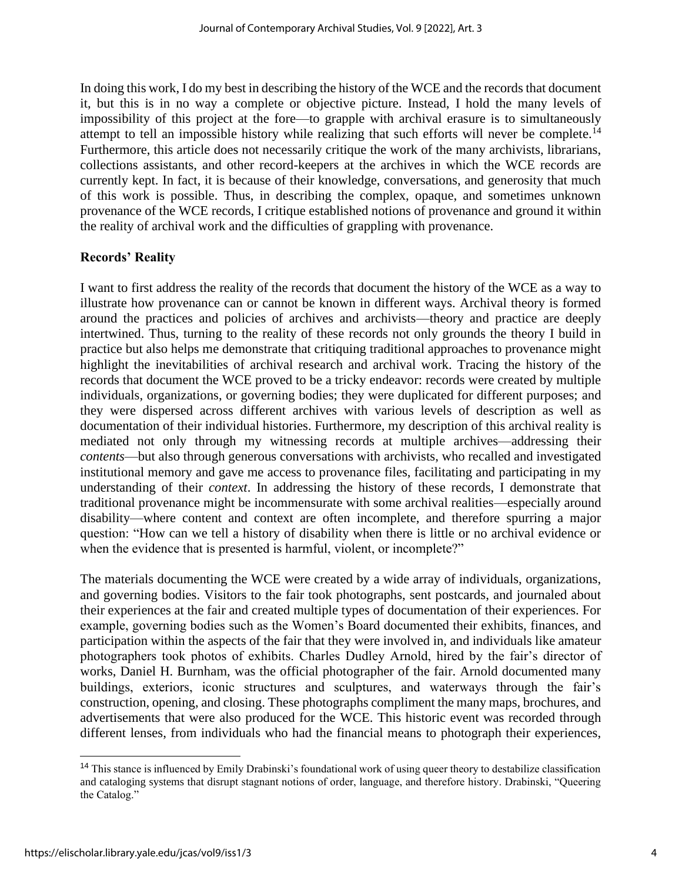In doing this work, I do my best in describing the history of the WCE and the records that document it, but this is in no way a complete or objective picture. Instead, I hold the many levels of impossibility of this project at the fore—to grapple with archival erasure is to simultaneously attempt to tell an impossible history while realizing that such efforts will never be complete.[14] Furthermore, this article does not necessarily critique the work of the many archivists, librarians, collections assistants, and other record-keepers at the archives in which the WCE records are currently kept. In fact, it is because of their knowledge, conversations, and generosity that much of this work is possible. Thus, in describing the complex, opaque, and sometimes unknown provenance of the WCE records, I critique established notions of provenance and ground it within the reality of archival work and the difficulties of grappling with provenance.

## Records' Reality

I want to first address the reality of the records that document the history of the WCE as a way to illustrate how provenance can or cannot be known in different ways. Archival theory is formed around the practices and policies of archives and archivists—theory and practice are deeply intertwined. Thus, turning to the reality of these records not only grounds the theory I build in practice but also helps me demonstrate that critiquing traditional approaches to provenance might highlight the inevitabilities of archival research and archival work. Tracing the history of the records that document the WCE proved to be a tricky endeavor: records were created by multiple individuals, organizations, or governing bodies; they were duplicated for different purposes; and they were dispersed across different archives with various levels of description as well as documentation of their individual histories. Furthermore, my description of this archival reality is mediated not only through my witnessing records at multiple archives—addressing their *contents*—but also through generous conversations with archivists, who recalled and investigated institutional memory and gave me access to provenance files, facilitating and participating in my understanding of their *context*. In addressing the history of these records, I demonstrate that traditional provenance might be incommensurate with some archival realities—especially around disability—where content and context are often incomplete, and therefore spurring a major question: "How can we tell a history of disability when there is little or no archival evidence or when the evidence that is presented is harmful, violent, or incomplete?"

The materials documenting the WCE were created by a wide array of individuals, organizations, and governing bodies. Visitors to the fair took photographs, sent postcards, and journaled about their experiences at the fair and created multiple types of documentation of their experiences. For example, governing bodies such as the Women's Board documented their exhibits, finances, and participation within the aspects of the fair that they were involved in, and individuals like amateur photographers took photos of exhibits. Charles Dudley Arnold, hired by the fair's director of works, Daniel H. Burnham, was the official photographer of the fair. Arnold documented many buildings, exteriors, iconic structures and sculptures, and waterways through the fair's construction, opening, and closing. These photographs compliment the many maps, brochures, and advertisements that were also produced for the WCE. This historic event was recorded through different lenses, from individuals who had the financial means to photograph their experiences,

[14] This stance is influenced by Emily Drabinski's foundational work of using queer theory to destabilize classification and cataloging systems that disrupt stagnant notions of order, language, and therefore history. Drabinski, "Queering the Catalog."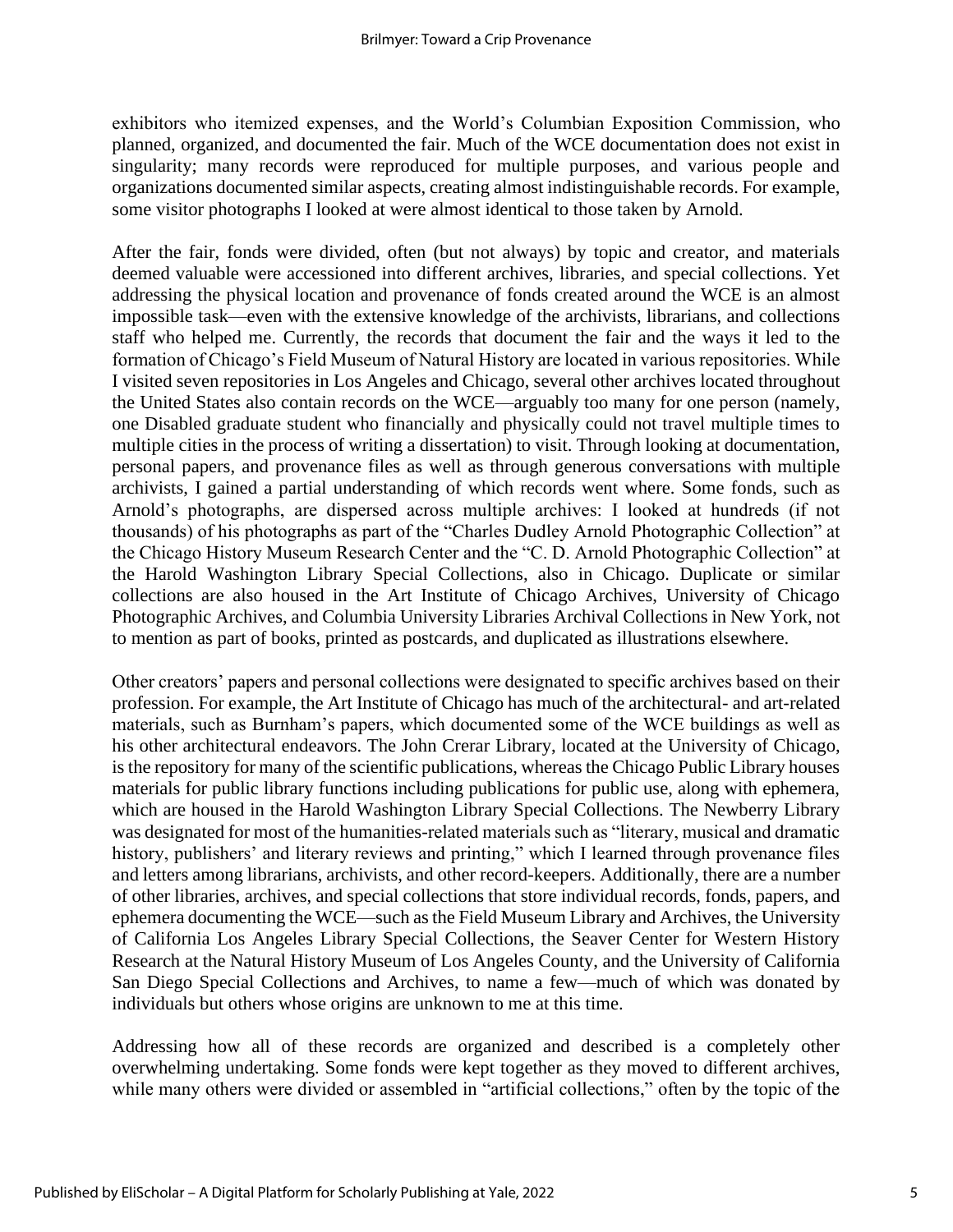exhibitors who itemized expenses, and the World's Columbian Exposition Commission, who planned, organized, and documented the fair. Much of the WCE documentation does not exist in singularity; many records were reproduced for multiple purposes, and various people and organizations documented similar aspects, creating almost indistinguishable records. For example, some visitor photographs I looked at were almost identical to those taken by Arnold.

After the fair, fonds were divided, often (but not always) by topic and creator, and materials deemed valuable were accessioned into different archives, libraries, and special collections. Yet addressing the physical location and provenance of fonds created around the WCE is an almost impossible task—even with the extensive knowledge of the archivists, librarians, and collections staff who helped me. Currently, the records that document the fair and the ways it led to the formation of Chicago's Field Museum of Natural History are located in various repositories. While I visited seven repositories in Los Angeles and Chicago, several other archives located throughout the United States also contain records on the WCE—arguably too many for one person (namely, one Disabled graduate student who financially and physically could not travel multiple times to multiple cities in the process of writing a dissertation) to visit. Through looking at documentation, personal papers, and provenance files as well as through generous conversations with multiple archivists, I gained a partial understanding of which records went where. Some fonds, such as Arnold's photographs, are dispersed across multiple archives: I looked at hundreds (if not thousands) of his photographs as part of the "Charles Dudley Arnold Photographic Collection" at the Chicago History Museum Research Center and the "C. D. Arnold Photographic Collection" at the Harold Washington Library Special Collections, also in Chicago. Duplicate or similar collections are also housed in the Art Institute of Chicago Archives, University of Chicago Photographic Archives, and Columbia University Libraries Archival Collections in New York, not to mention as part of books, printed as postcards, and duplicated as illustrations elsewhere.

Other creators' papers and personal collections were designated to specific archives based on their profession. For example, the Art Institute of Chicago has much of the architectural- and art-related materials, such as Burnham's papers, which documented some of the WCE buildings as well as his other architectural endeavors. The John Crerar Library, located at the University of Chicago, is the repository for many of the scientific publications, whereas the Chicago Public Library houses materials for public library functions including publications for public use, along with ephemera, which are housed in the Harold Washington Library Special Collections. The Newberry Library was designated for most of the humanities-related materials such as "literary, musical and dramatic history, publishers' and literary reviews and printing," which I learned through provenance files and letters among librarians, archivists, and other record-keepers. Additionally, there are a number of other libraries, archives, and special collections that store individual records, fonds, papers, and ephemera documenting the WCE—such as the Field Museum Library and Archives, the University of California Los Angeles Library Special Collections, the Seaver Center for Western History Research at the Natural History Museum of Los Angeles County, and the University of California San Diego Special Collections and Archives, to name a few—much of which was donated by individuals but others whose origins are unknown to me at this time.

Addressing how all of these records are organized and described is a completely other overwhelming undertaking. Some fonds were kept together as they moved to different archives, while many others were divided or assembled in "artificial collections," often by the topic of the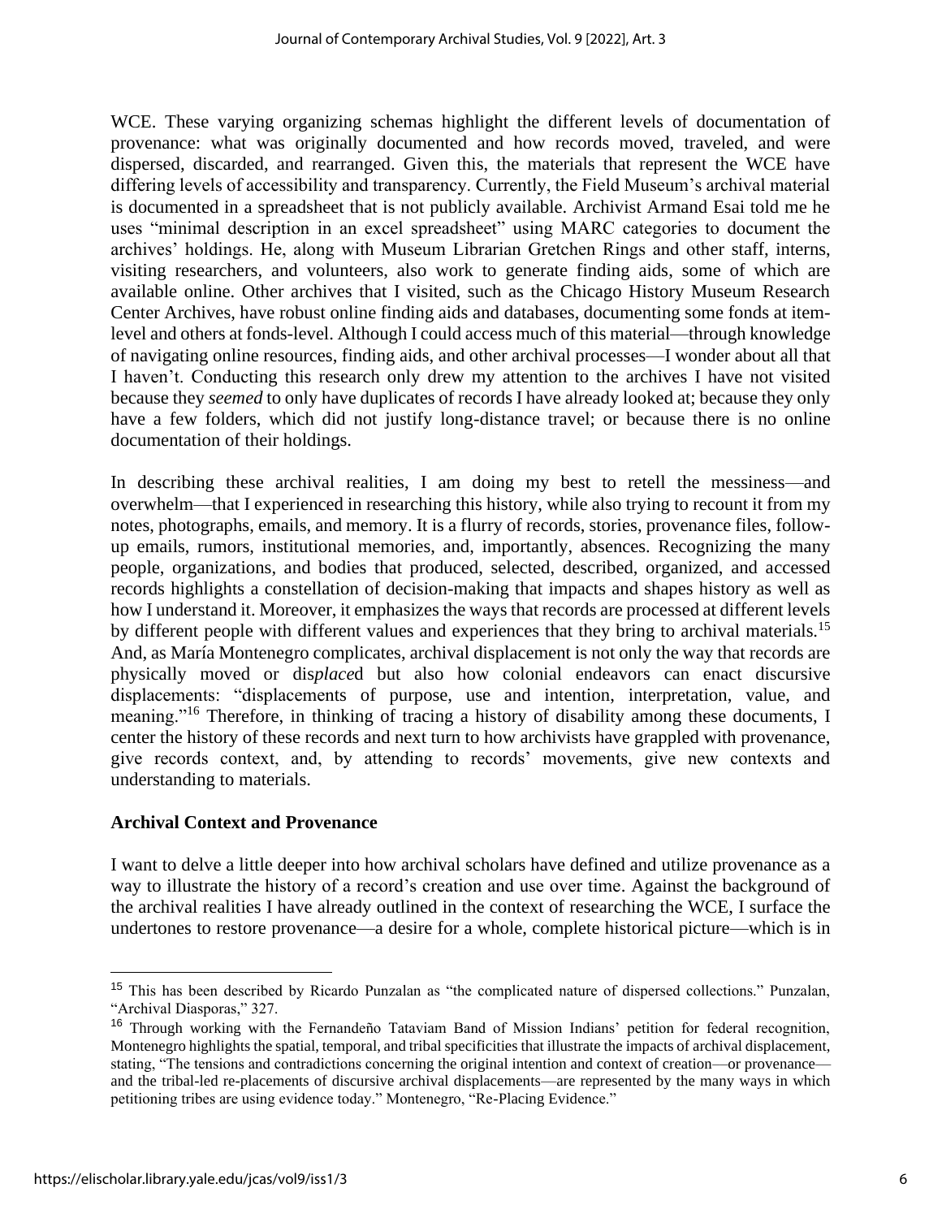WCE. These varying organizing schemas highlight the different levels of documentation of provenance: what was originally documented and how records moved, traveled, and were dispersed, discarded, and rearranged. Given this, the materials that represent the WCE have differing levels of accessibility and transparency. Currently, the Field Museum's archival material is documented in a spreadsheet that is not publicly available. Archivist Armand Esai told me he uses "minimal description in an excel spreadsheet" using MARC categories to document the archives' holdings. He, along with Museum Librarian Gretchen Rings and other staff, interns, visiting researchers, and volunteers, also work to generate finding aids, some of which are available online. Other archives that I visited, such as the Chicago History Museum Research Center Archives, have robust online finding aids and databases, documenting some fonds at item-level and others at fonds-level. Although I could access much of this material—through knowledge of navigating online resources, finding aids, and other archival processes—I wonder about all that I haven't. Conducting this research only drew my attention to the archives I have not visited because they *seemed* to only have duplicates of records I have already looked at; because they only have a few folders, which did not justify long-distance travel; or because there is no online documentation of their holdings.

In describing these archival realities, I am doing my best to retell the messiness—and overwhelm—that I experienced in researching this history, while also trying to recount it from my notes, photographs, emails, and memory. It is a flurry of records, stories, provenance files, follow-up emails, rumors, institutional memories, and, importantly, absences. Recognizing the many people, organizations, and bodies that produced, selected, described, organized, and accessed records highlights a constellation of decision-making that impacts and shapes history as well as how I understand it. Moreover, it emphasizes the ways that records are processed at different levels by different people with different values and experiences that they bring to archival materials.[15] And, as María Montenegro complicates, archival displacement is not only the way that records are physically moved or dis*place*d but also how colonial endeavors can enact discursive displacements: "displacements of purpose, use and intention, interpretation, value, and meaning."[16] Therefore, in thinking of tracing a history of disability among these documents, I center the history of these records and next turn to how archivists have grappled with provenance, give records context, and, by attending to records' movements, give new contexts and understanding to materials.

## Archival Context and Provenance

I want to delve a little deeper into how archival scholars have defined and utilize provenance as a way to illustrate the history of a record's creation and use over time. Against the background of the archival realities I have already outlined in the context of researching the WCE, I surface the undertones to restore provenance—a desire for a whole, complete historical picture—which is in

---

[15] This has been described by Ricardo Punzalan as "the complicated nature of dispersed collections." Punzalan, "Archival Diasporas," 327.

[16] Through working with the Fernandeño Tataviam Band of Mission Indians' petition for federal recognition, Montenegro highlights the spatial, temporal, and tribal specificities that illustrate the impacts of archival displacement, stating, "The tensions and contradictions concerning the original intention and context of creation—or provenance—and the tribal-led re-placements of discursive archival displacements—are represented by the many ways in which petitioning tribes are using evidence today." Montenegro, "Re-Placing Evidence."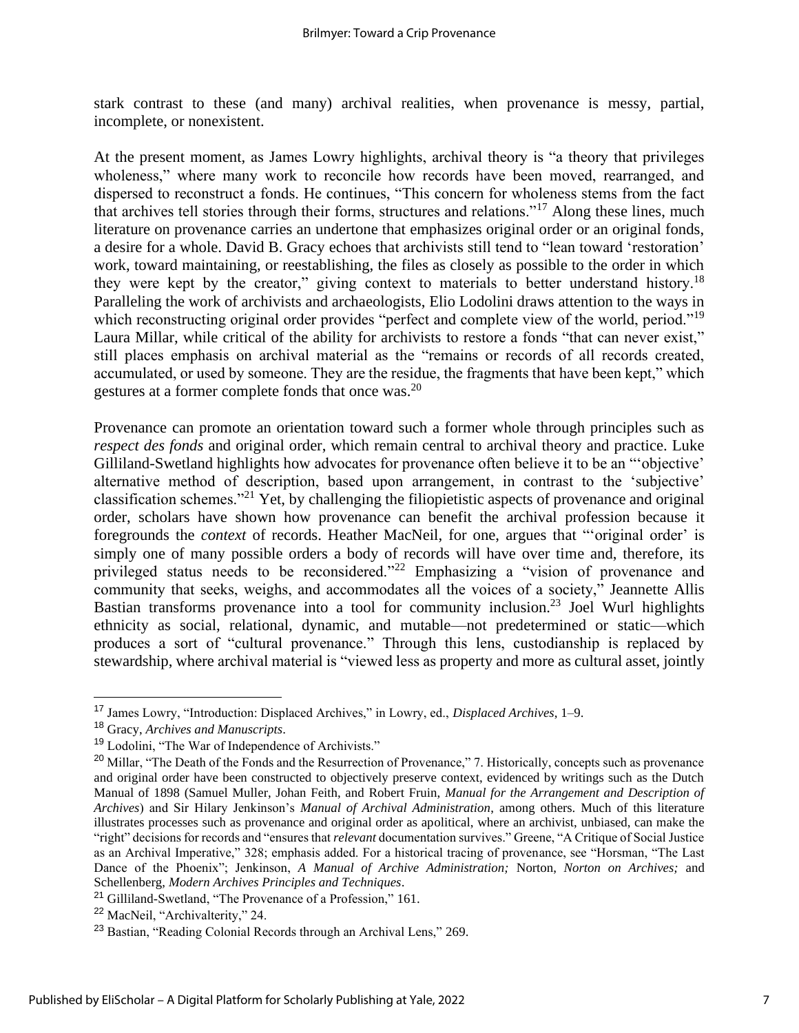stark contrast to these (and many) archival realities, when provenance is messy, partial, incomplete, or nonexistent.

At the present moment, as James Lowry highlights, archival theory is "a theory that privileges wholeness," where many work to reconcile how records have been moved, rearranged, and dispersed to reconstruct a fonds. He continues, "This concern for wholeness stems from the fact that archives tell stories through their forms, structures and relations."[17] Along these lines, much literature on provenance carries an undertone that emphasizes original order or an original fonds, a desire for a whole. David B. Gracy echoes that archivists still tend to "lean toward 'restoration' work, toward maintaining, or reestablishing, the files as closely as possible to the order in which they were kept by the creator," giving context to materials to better understand history.[18] Paralleling the work of archivists and archaeologists, Elio Lodolini draws attention to the ways in which reconstructing original order provides "perfect and complete view of the world, period."[19] Laura Millar, while critical of the ability for archivists to restore a fonds "that can never exist," still places emphasis on archival material as the "remains or records of all records created, accumulated, or used by someone. They are the residue, the fragments that have been kept," which gestures at a former complete fonds that once was.[20]

Provenance can promote an orientation toward such a former whole through principles such as *respect des fonds* and original order, which remain central to archival theory and practice. Luke Gilliland-Swetland highlights how advocates for provenance often believe it to be an "'objective' alternative method of description, based upon arrangement, in contrast to the 'subjective' classification schemes."[21] Yet, by challenging the filiopietistic aspects of provenance and original order, scholars have shown how provenance can benefit the archival profession because it foregrounds the *context* of records. Heather MacNeil, for one, argues that "'original order' is simply one of many possible orders a body of records will have over time and, therefore, its privileged status needs to be reconsidered."[22] Emphasizing a "vision of provenance and community that seeks, weighs, and accommodates all the voices of a society," Jeannette Allis Bastian transforms provenance into a tool for community inclusion.[23] Joel Wurl highlights ethnicity as social, relational, dynamic, and mutable—not predetermined or static—which produces a sort of "cultural provenance." Through this lens, custodianship is replaced by stewardship, where archival material is "viewed less as property and more as cultural asset, jointly

---

[17] James Lowry, "Introduction: Displaced Archives," in Lowry, ed., *Displaced Archives*, 1–9.

[18] Gracy, *Archives and Manuscripts*.

[19] Lodolini, "The War of Independence of Archivists."

[20] Millar, "The Death of the Fonds and the Resurrection of Provenance," 7. Historically, concepts such as provenance and original order have been constructed to objectively preserve context, evidenced by writings such as the Dutch Manual of 1898 (Samuel Muller, Johan Feith, and Robert Fruin, *Manual for the Arrangement and Description of Archives*) and Sir Hilary Jenkinson's *Manual of Archival Administration*, among others. Much of this literature illustrates processes such as provenance and original order as apolitical, where an archivist, unbiased, can make the "right" decisions for records and "ensures that *relevant* documentation survives." Greene, "A Critique of Social Justice as an Archival Imperative," 328; emphasis added. For a historical tracing of provenance, see "Horsman, "The Last Dance of the Phoenix"; Jenkinson, *A Manual of Archive Administration;* Norton, *Norton on Archives;* and Schellenberg, *Modern Archives Principles and Techniques*.

[21] Gilliland-Swetland, "The Provenance of a Profession," 161.

[22] MacNeil, "Archivalterity," 24.

[23] Bastian, "Reading Colonial Records through an Archival Lens," 269.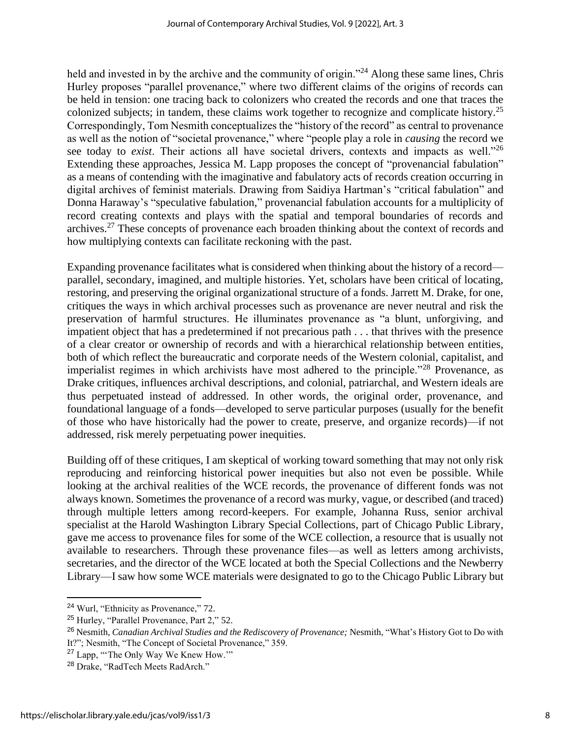held and invested in by the archive and the community of origin."[24] Along these same lines, Chris Hurley proposes "parallel provenance," where two different claims of the origins of records can be held in tension: one tracing back to colonizers who created the records and one that traces the colonized subjects; in tandem, these claims work together to recognize and complicate history.[25] Correspondingly, Tom Nesmith conceptualizes the "history of the record" as central to provenance as well as the notion of "societal provenance," where "people play a role in *causing* the record we see today to *exist*. Their actions all have societal drivers, contexts and impacts as well."[26] Extending these approaches, Jessica M. Lapp proposes the concept of "provenancial fabulation" as a means of contending with the imaginative and fabulatory acts of records creation occurring in digital archives of feminist materials. Drawing from Saidiya Hartman's "critical fabulation" and Donna Haraway's "speculative fabulation," provenancial fabulation accounts for a multiplicity of record creating contexts and plays with the spatial and temporal boundaries of records and archives.[27] These concepts of provenance each broaden thinking about the context of records and how multiplying contexts can facilitate reckoning with the past.

Expanding provenance facilitates what is considered when thinking about the history of a record—parallel, secondary, imagined, and multiple histories. Yet, scholars have been critical of locating, restoring, and preserving the original organizational structure of a fonds. Jarrett M. Drake, for one, critiques the ways in which archival processes such as provenance are never neutral and risk the preservation of harmful structures. He illuminates provenance as "a blunt, unforgiving, and impatient object that has a predetermined if not precarious path . . . that thrives with the presence of a clear creator or ownership of records and with a hierarchical relationship between entities, both of which reflect the bureaucratic and corporate needs of the Western colonial, capitalist, and imperialist regimes in which archivists have most adhered to the principle."[28] Provenance, as Drake critiques, influences archival descriptions, and colonial, patriarchal, and Western ideals are thus perpetuated instead of addressed. In other words, the original order, provenance, and foundational language of a fonds—developed to serve particular purposes (usually for the benefit of those who have historically had the power to create, preserve, and organize records)—if not addressed, risk merely perpetuating power inequities.

Building off of these critiques, I am skeptical of working toward something that may not only risk reproducing and reinforcing historical power inequities but also not even be possible. While looking at the archival realities of the WCE records, the provenance of different fonds was not always known. Sometimes the provenance of a record was murky, vague, or described (and traced) through multiple letters among record-keepers. For example, Johanna Russ, senior archival specialist at the Harold Washington Library Special Collections, part of Chicago Public Library, gave me access to provenance files for some of the WCE collection, a resource that is usually not available to researchers. Through these provenance files—as well as letters among archivists, secretaries, and the director of the WCE located at both the Special Collections and the Newberry Library—I saw how some WCE materials were designated to go to the Chicago Public Library but

---

[24] Wurl, "Ethnicity as Provenance," 72.

[25] Hurley, "Parallel Provenance, Part 2," 52.

[26] Nesmith, *Canadian Archival Studies and the Rediscovery of Provenance;* Nesmith, "What's History Got to Do with It?"; Nesmith, "The Concept of Societal Provenance," 359.

[27] Lapp, "'The Only Way We Knew How.'"

[28] Drake, "RadTech Meets RadArch."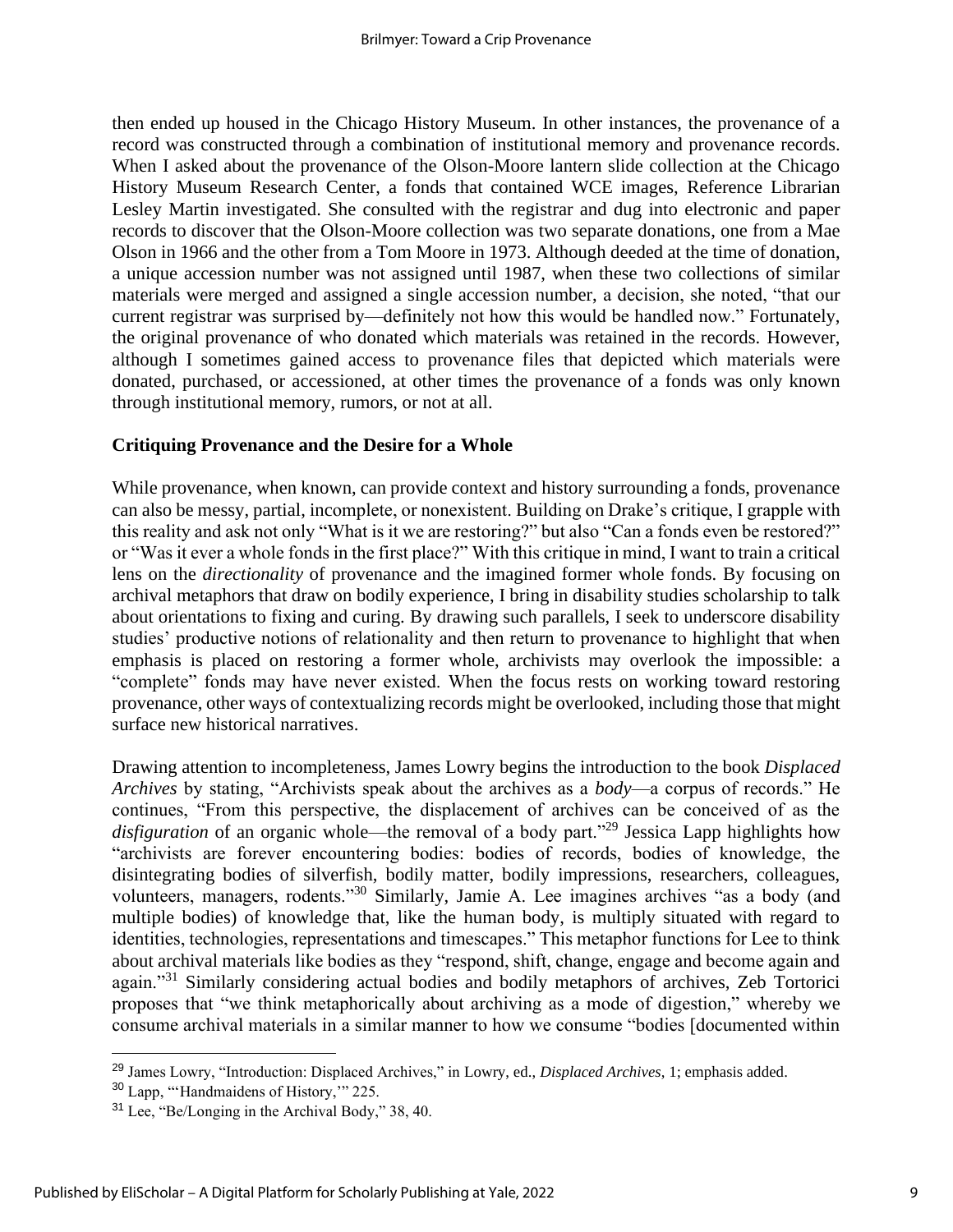then ended up housed in the Chicago History Museum. In other instances, the provenance of a record was constructed through a combination of institutional memory and provenance records. When I asked about the provenance of the Olson-Moore lantern slide collection at the Chicago History Museum Research Center, a fonds that contained WCE images, Reference Librarian Lesley Martin investigated. She consulted with the registrar and dug into electronic and paper records to discover that the Olson-Moore collection was two separate donations, one from a Mae Olson in 1966 and the other from a Tom Moore in 1973. Although deeded at the time of donation, a unique accession number was not assigned until 1987, when these two collections of similar materials were merged and assigned a single accession number, a decision, she noted, "that our current registrar was surprised by—definitely not how this would be handled now." Fortunately, the original provenance of who donated which materials was retained in the records. However, although I sometimes gained access to provenance files that depicted which materials were donated, purchased, or accessioned, at other times the provenance of a fonds was only known through institutional memory, rumors, or not at all.

### Critiquing Provenance and the Desire for a Whole

While provenance, when known, can provide context and history surrounding a fonds, provenance can also be messy, partial, incomplete, or nonexistent. Building on Drake's critique, I grapple with this reality and ask not only "What is it we are restoring?" but also "Can a fonds even be restored?" or "Was it ever a whole fonds in the first place?" With this critique in mind, I want to train a critical lens on the *directionality* of provenance and the imagined former whole fonds. By focusing on archival metaphors that draw on bodily experience, I bring in disability studies scholarship to talk about orientations to fixing and curing. By drawing such parallels, I seek to underscore disability studies' productive notions of relationality and then return to provenance to highlight that when emphasis is placed on restoring a former whole, archivists may overlook the impossible: a "complete" fonds may have never existed. When the focus rests on working toward restoring provenance, other ways of contextualizing records might be overlooked, including those that might surface new historical narratives.

Drawing attention to incompleteness, James Lowry begins the introduction to the book *Displaced Archives* by stating, "Archivists speak about the archives as a *body*—a corpus of records." He continues, "From this perspective, the displacement of archives can be conceived of as the *disfiguration* of an organic whole—the removal of a body part."[29] Jessica Lapp highlights how "archivists are forever encountering bodies: bodies of records, bodies of knowledge, the disintegrating bodies of silverfish, bodily matter, bodily impressions, researchers, colleagues, volunteers, managers, rodents."[30] Similarly, Jamie A. Lee imagines archives "as a body (and multiple bodies) of knowledge that, like the human body, is multiply situated with regard to identities, technologies, representations and timescapes." This metaphor functions for Lee to think about archival materials like bodies as they "respond, shift, change, engage and become again and again."[31] Similarly considering actual bodies and bodily metaphors of archives, Zeb Tortorici proposes that "we think metaphorically about archiving as a mode of digestion," whereby we consume archival materials in a similar manner to how we consume "bodies [documented within

---

[29] James Lowry, "Introduction: Displaced Archives," in Lowry, ed., *Displaced Archives*, 1; emphasis added.

[30] Lapp, "'Handmaidens of History,'" 225.

[31] Lee, "Be/Longing in the Archival Body," 38, 40.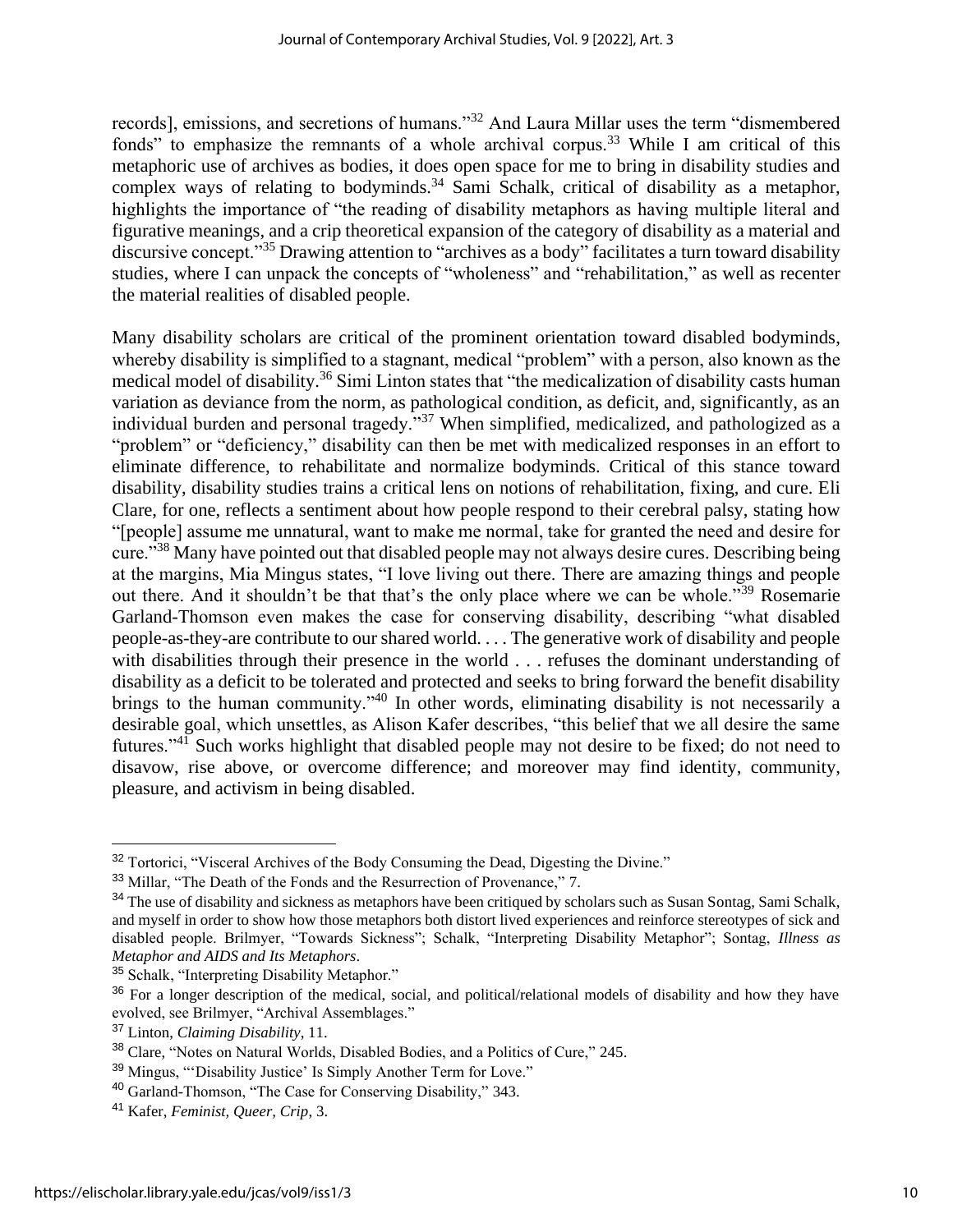records], emissions, and secretions of humans."[32] And Laura Millar uses the term "dismembered fonds" to emphasize the remnants of a whole archival corpus.[33] While I am critical of this metaphoric use of archives as bodies, it does open space for me to bring in disability studies and complex ways of relating to bodyminds.[34] Sami Schalk, critical of disability as a metaphor, highlights the importance of "the reading of disability metaphors as having multiple literal and figurative meanings, and a crip theoretical expansion of the category of disability as a material and discursive concept."[35] Drawing attention to "archives as a body" facilitates a turn toward disability studies, where I can unpack the concepts of "wholeness" and "rehabilitation," as well as recenter the material realities of disabled people.

Many disability scholars are critical of the prominent orientation toward disabled bodyminds, whereby disability is simplified to a stagnant, medical "problem" with a person, also known as the medical model of disability.[36] Simi Linton states that "the medicalization of disability casts human variation as deviance from the norm, as pathological condition, as deficit, and, significantly, as an individual burden and personal tragedy."[37] When simplified, medicalized, and pathologized as a "problem" or "deficiency," disability can then be met with medicalized responses in an effort to eliminate difference, to rehabilitate and normalize bodyminds. Critical of this stance toward disability, disability studies trains a critical lens on notions of rehabilitation, fixing, and cure. Eli Clare, for one, reflects a sentiment about how people respond to their cerebral palsy, stating how "[people] assume me unnatural, want to make me normal, take for granted the need and desire for cure."[38] Many have pointed out that disabled people may not always desire cures. Describing being at the margins, Mia Mingus states, "I love living out there. There are amazing things and people out there. And it shouldn't be that that's the only place where we can be whole."[39] Rosemarie Garland-Thomson even makes the case for conserving disability, describing "what disabled people-as-they-are contribute to our shared world. . . . The generative work of disability and people with disabilities through their presence in the world . . . refuses the dominant understanding of disability as a deficit to be tolerated and protected and seeks to bring forward the benefit disability brings to the human community."[40] In other words, eliminating disability is not necessarily a desirable goal, which unsettles, as Alison Kafer describes, "this belief that we all desire the same futures."[41] Such works highlight that disabled people may not desire to be fixed; do not need to disavow, rise above, or overcome difference; and moreover may find identity, community, pleasure, and activism in being disabled.

---

[32] Tortorici, "Visceral Archives of the Body Consuming the Dead, Digesting the Divine."

[33] Millar, "The Death of the Fonds and the Resurrection of Provenance," 7.

[34] The use of disability and sickness as metaphors have been critiqued by scholars such as Susan Sontag, Sami Schalk, and myself in order to show how those metaphors both distort lived experiences and reinforce stereotypes of sick and disabled people. Brilmyer, "Towards Sickness"; Schalk, "Interpreting Disability Metaphor"; Sontag, *Illness as Metaphor and AIDS and Its Metaphors*.

[35] Schalk, "Interpreting Disability Metaphor."

[36] For a longer description of the medical, social, and political/relational models of disability and how they have evolved, see Brilmyer, "Archival Assemblages."

[37] Linton, *Claiming Disability*, 11.

[38] Clare, "Notes on Natural Worlds, Disabled Bodies, and a Politics of Cure," 245.

[39] Mingus, "'Disability Justice' Is Simply Another Term for Love."

[40] Garland-Thomson, "The Case for Conserving Disability," 343.

[41] Kafer, *Feminist, Queer, Crip*, 3.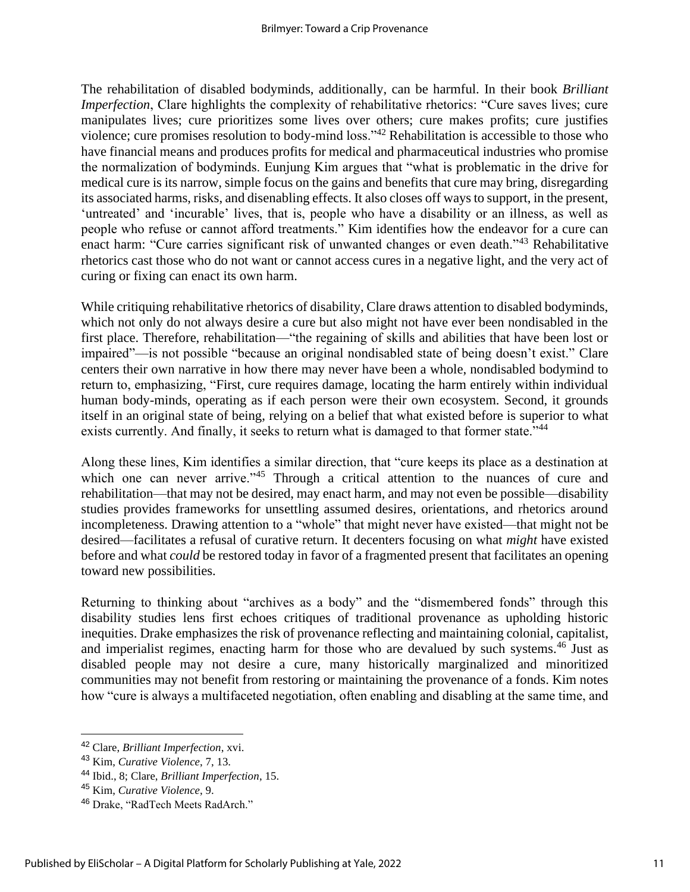The rehabilitation of disabled bodyminds, additionally, can be harmful. In their book *Brilliant Imperfection*, Clare highlights the complexity of rehabilitative rhetorics: "Cure saves lives; cure manipulates lives; cure prioritizes some lives over others; cure makes profits; cure justifies violence; cure promises resolution to body-mind loss."[42] Rehabilitation is accessible to those who have financial means and produces profits for medical and pharmaceutical industries who promise the normalization of bodyminds. Eunjung Kim argues that "what is problematic in the drive for medical cure is its narrow, simple focus on the gains and benefits that cure may bring, disregarding its associated harms, risks, and disenabling effects. It also closes off ways to support, in the present, 'untreated' and 'incurable' lives, that is, people who have a disability or an illness, as well as people who refuse or cannot afford treatments." Kim identifies how the endeavor for a cure can enact harm: "Cure carries significant risk of unwanted changes or even death."[43] Rehabilitative rhetorics cast those who do not want or cannot access cures in a negative light, and the very act of curing or fixing can enact its own harm.

While critiquing rehabilitative rhetorics of disability, Clare draws attention to disabled bodyminds, which not only do not always desire a cure but also might not have ever been nondisabled in the first place. Therefore, rehabilitation—"the regaining of skills and abilities that have been lost or impaired"—is not possible "because an original nondisabled state of being doesn't exist." Clare centers their own narrative in how there may never have been a whole, nondisabled bodymind to return to, emphasizing, "First, cure requires damage, locating the harm entirely within individual human body-minds, operating as if each person were their own ecosystem. Second, it grounds itself in an original state of being, relying on a belief that what existed before is superior to what exists currently. And finally, it seeks to return what is damaged to that former state."[44]

Along these lines, Kim identifies a similar direction, that "cure keeps its place as a destination at which one can never arrive."[45] Through a critical attention to the nuances of cure and rehabilitation—that may not be desired, may enact harm, and may not even be possible—disability studies provides frameworks for unsettling assumed desires, orientations, and rhetorics around incompleteness. Drawing attention to a "whole" that might never have existed—that might not be desired—facilitates a refusal of curative return. It decenters focusing on what *might* have existed before and what *could* be restored today in favor of a fragmented present that facilitates an opening toward new possibilities.

Returning to thinking about "archives as a body" and the "dismembered fonds" through this disability studies lens first echoes critiques of traditional provenance as upholding historic inequities. Drake emphasizes the risk of provenance reflecting and maintaining colonial, capitalist, and imperialist regimes, enacting harm for those who are devalued by such systems.[46] Just as disabled people may not desire a cure, many historically marginalized and minoritized communities may not benefit from restoring or maintaining the provenance of a fonds. Kim notes how "cure is always a multifaceted negotiation, often enabling and disabling at the same time, and

---

[42] Clare, *Brilliant Imperfection*, xvi.

[43] Kim, *Curative Violence*, 7, 13.

[44] Ibid., 8; Clare, *Brilliant Imperfection*, 15.

[45] Kim, *Curative Violence*, 9.

[46] Drake, "RadTech Meets RadArch."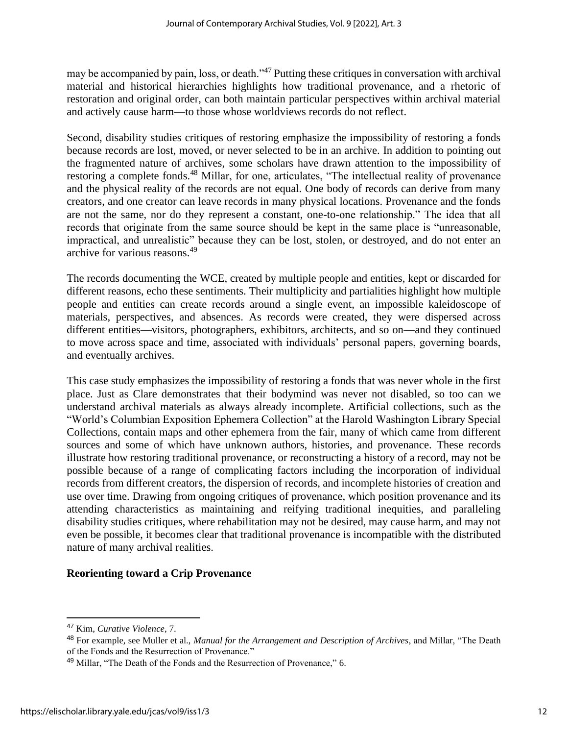may be accompanied by pain, loss, or death."[47] Putting these critiques in conversation with archival material and historical hierarchies highlights how traditional provenance, and a rhetoric of restoration and original order, can both maintain particular perspectives within archival material and actively cause harm—to those whose worldviews records do not reflect.

Second, disability studies critiques of restoring emphasize the impossibility of restoring a fonds because records are lost, moved, or never selected to be in an archive. In addition to pointing out the fragmented nature of archives, some scholars have drawn attention to the impossibility of restoring a complete fonds.[48] Millar, for one, articulates, "The intellectual reality of provenance and the physical reality of the records are not equal. One body of records can derive from many creators, and one creator can leave records in many physical locations. Provenance and the fonds are not the same, nor do they represent a constant, one-to-one relationship." The idea that all records that originate from the same source should be kept in the same place is "unreasonable, impractical, and unrealistic" because they can be lost, stolen, or destroyed, and do not enter an archive for various reasons.[49]

The records documenting the WCE, created by multiple people and entities, kept or discarded for different reasons, echo these sentiments. Their multiplicity and partialities highlight how multiple people and entities can create records around a single event, an impossible kaleidoscope of materials, perspectives, and absences. As records were created, they were dispersed across different entities—visitors, photographers, exhibitors, architects, and so on—and they continued to move across space and time, associated with individuals' personal papers, governing boards, and eventually archives.

This case study emphasizes the impossibility of restoring a fonds that was never whole in the first place. Just as Clare demonstrates that their bodymind was never not disabled, so too can we understand archival materials as always already incomplete. Artificial collections, such as the "World's Columbian Exposition Ephemera Collection" at the Harold Washington Library Special Collections, contain maps and other ephemera from the fair, many of which came from different sources and some of which have unknown authors, histories, and provenance. These records illustrate how restoring traditional provenance, or reconstructing a history of a record, may not be possible because of a range of complicating factors including the incorporation of individual records from different creators, the dispersion of records, and incomplete histories of creation and use over time. Drawing from ongoing critiques of provenance, which position provenance and its attending characteristics as maintaining and reifying traditional inequities, and paralleling disability studies critiques, where rehabilitation may not be desired, may cause harm, and may not even be possible, it becomes clear that traditional provenance is incompatible with the distributed nature of many archival realities.

## Reorienting toward a Crip Provenance

---

[47] Kim, *Curative Violence*, 7.

[48] For example, see Muller et al., *Manual for the Arrangement and Description of Archives*, and Millar, "The Death of the Fonds and the Resurrection of Provenance."

[49] Millar, "The Death of the Fonds and the Resurrection of Provenance," 6.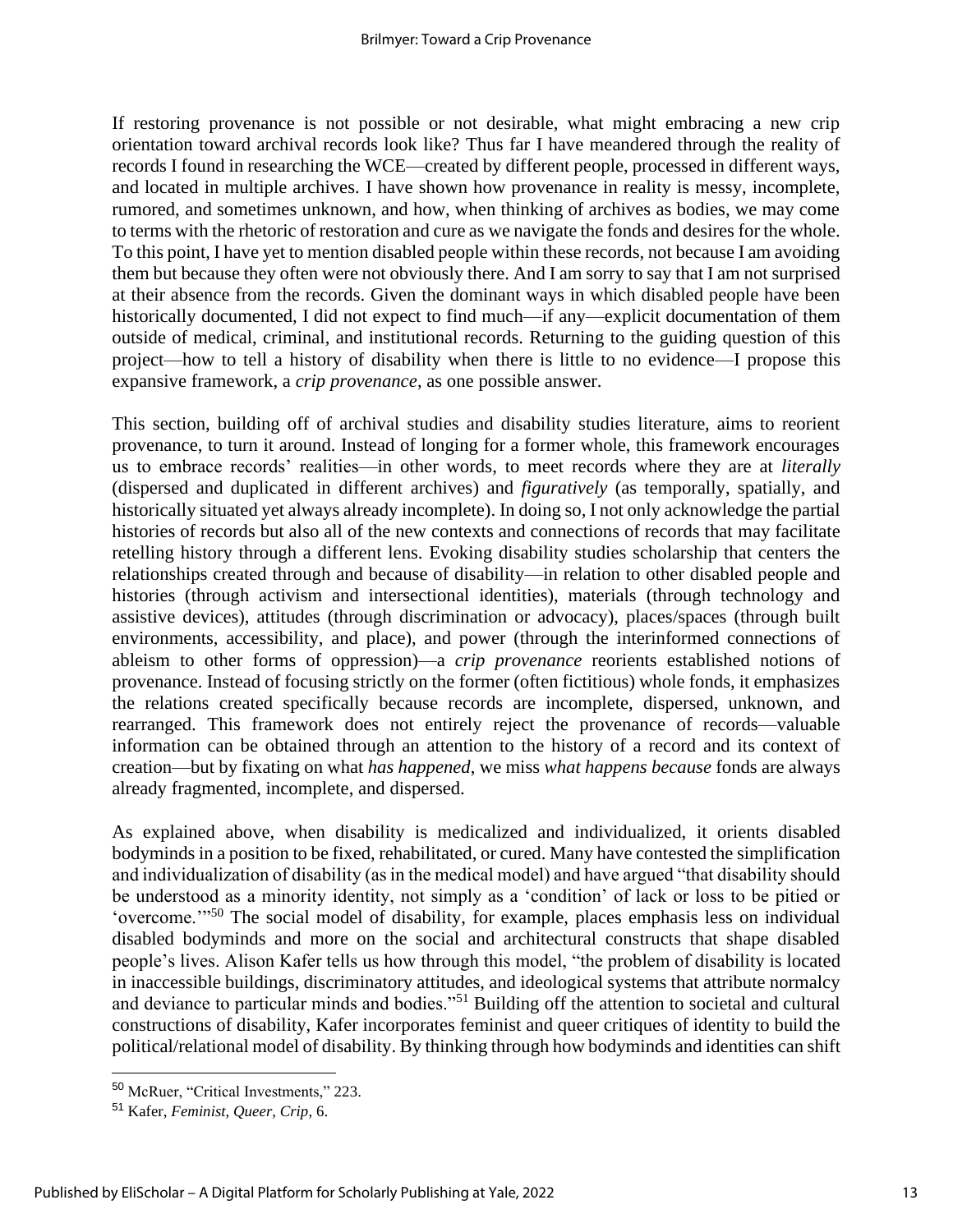If restoring provenance is not possible or not desirable, what might embracing a new crip orientation toward archival records look like? Thus far I have meandered through the reality of records I found in researching the WCE—created by different people, processed in different ways, and located in multiple archives. I have shown how provenance in reality is messy, incomplete, rumored, and sometimes unknown, and how, when thinking of archives as bodies, we may come to terms with the rhetoric of restoration and cure as we navigate the fonds and desires for the whole. To this point, I have yet to mention disabled people within these records, not because I am avoiding them but because they often were not obviously there. And I am sorry to say that I am not surprised at their absence from the records. Given the dominant ways in which disabled people have been historically documented, I did not expect to find much—if any—explicit documentation of them outside of medical, criminal, and institutional records. Returning to the guiding question of this project—how to tell a history of disability when there is little to no evidence—I propose this expansive framework, a *crip provenance*, as one possible answer.

This section, building off of archival studies and disability studies literature, aims to reorient provenance, to turn it around. Instead of longing for a former whole, this framework encourages us to embrace records' realities—in other words, to meet records where they are at *literally* (dispersed and duplicated in different archives) and *figuratively* (as temporally, spatially, and historically situated yet always already incomplete). In doing so, I not only acknowledge the partial histories of records but also all of the new contexts and connections of records that may facilitate retelling history through a different lens. Evoking disability studies scholarship that centers the relationships created through and because of disability—in relation to other disabled people and histories (through activism and intersectional identities), materials (through technology and assistive devices), attitudes (through discrimination or advocacy), places/spaces (through built environments, accessibility, and place), and power (through the interinformed connections of ableism to other forms of oppression)—a *crip provenance* reorients established notions of provenance. Instead of focusing strictly on the former (often fictitious) whole fonds, it emphasizes the relations created specifically because records are incomplete, dispersed, unknown, and rearranged. This framework does not entirely reject the provenance of records—valuable information can be obtained through an attention to the history of a record and its context of creation—but by fixating on what *has happened*, we miss *what happens because* fonds are always already fragmented, incomplete, and dispersed.

As explained above, when disability is medicalized and individualized, it orients disabled bodyminds in a position to be fixed, rehabilitated, or cured. Many have contested the simplification and individualization of disability (as in the medical model) and have argued "that disability should be understood as a minority identity, not simply as a 'condition' of lack or loss to be pitied or 'overcome.'"[50] The social model of disability, for example, places emphasis less on individual disabled bodyminds and more on the social and architectural constructs that shape disabled people's lives. Alison Kafer tells us how through this model, "the problem of disability is located in inaccessible buildings, discriminatory attitudes, and ideological systems that attribute normalcy and deviance to particular minds and bodies."[51] Building off the attention to societal and cultural constructions of disability, Kafer incorporates feminist and queer critiques of identity to build the political/relational model of disability. By thinking through how bodyminds and identities can shift

---

[50] McRuer, "Critical Investments," 223.

[51] Kafer, *Feminist, Queer, Crip*, 6.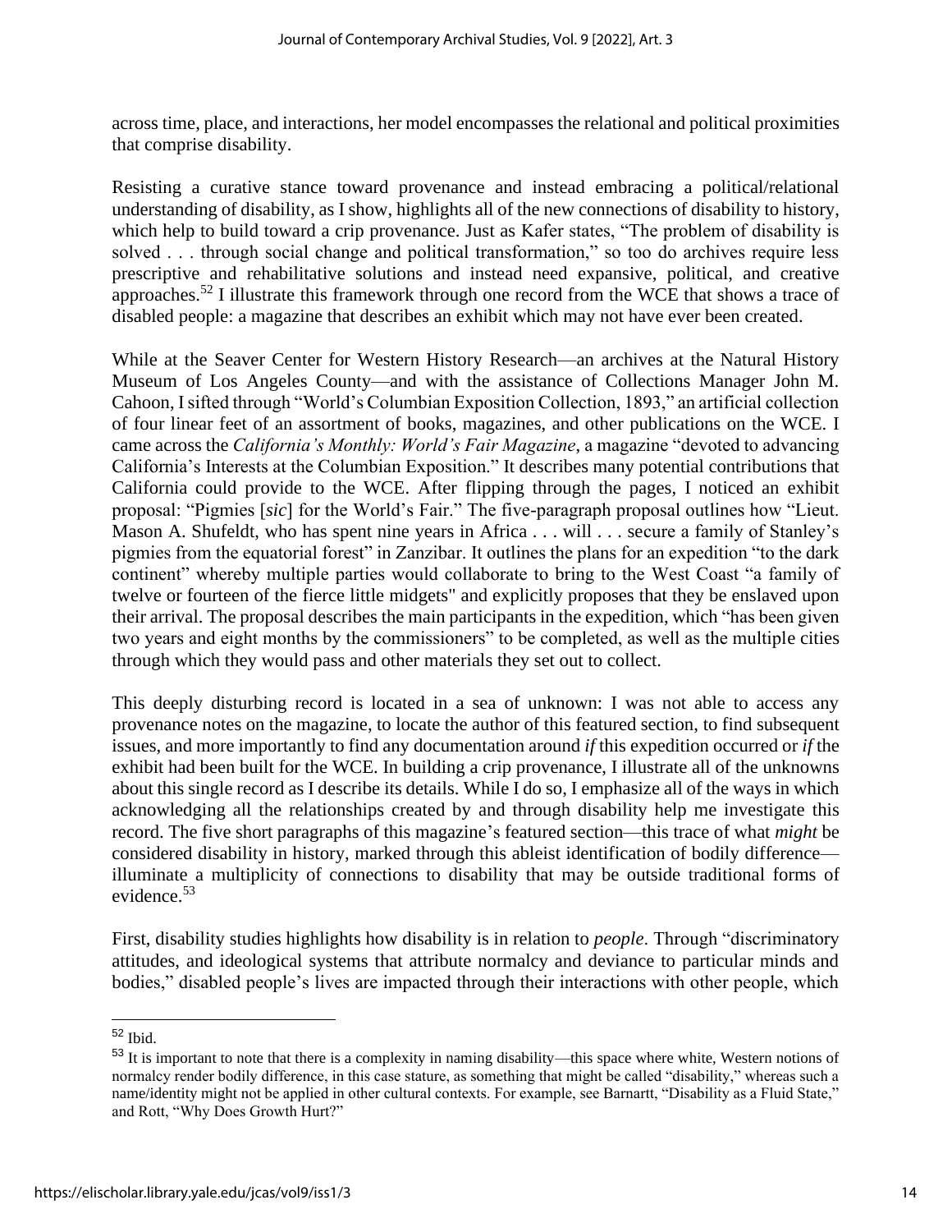across time, place, and interactions, her model encompasses the relational and political proximities that comprise disability.

Resisting a curative stance toward provenance and instead embracing a political/relational understanding of disability, as I show, highlights all of the new connections of disability to history, which help to build toward a crip provenance. Just as Kafer states, "The problem of disability is solved . . . through social change and political transformation," so too do archives require less prescriptive and rehabilitative solutions and instead need expansive, political, and creative approaches.[52] I illustrate this framework through one record from the WCE that shows a trace of disabled people: a magazine that describes an exhibit which may not have ever been created.

While at the Seaver Center for Western History Research—an archives at the Natural History Museum of Los Angeles County—and with the assistance of Collections Manager John M. Cahoon, I sifted through "World's Columbian Exposition Collection, 1893," an artificial collection of four linear feet of an assortment of books, magazines, and other publications on the WCE. I came across the *California's Monthly: World's Fair Magazine*, a magazine "devoted to advancing California's Interests at the Columbian Exposition." It describes many potential contributions that California could provide to the WCE. After flipping through the pages, I noticed an exhibit proposal: "Pigmies [*sic*] for the World's Fair." The five-paragraph proposal outlines how "Lieut. Mason A. Shufeldt, who has spent nine years in Africa . . . will . . . secure a family of Stanley's pigmies from the equatorial forest" in Zanzibar. It outlines the plans for an expedition "to the dark continent" whereby multiple parties would collaborate to bring to the West Coast "a family of twelve or fourteen of the fierce little midgets" and explicitly proposes that they be enslaved upon their arrival. The proposal describes the main participants in the expedition, which "has been given two years and eight months by the commissioners" to be completed, as well as the multiple cities through which they would pass and other materials they set out to collect.

This deeply disturbing record is located in a sea of unknown: I was not able to access any provenance notes on the magazine, to locate the author of this featured section, to find subsequent issues, and more importantly to find any documentation around *if* this expedition occurred or *if* the exhibit had been built for the WCE. In building a crip provenance, I illustrate all of the unknowns about this single record as I describe its details. While I do so, I emphasize all of the ways in which acknowledging all the relationships created by and through disability help me investigate this record. The five short paragraphs of this magazine's featured section—this trace of what *might* be considered disability in history, marked through this ableist identification of bodily difference—illuminate a multiplicity of connections to disability that may be outside traditional forms of evidence.[53]

First, disability studies highlights how disability is in relation to *people*. Through "discriminatory attitudes, and ideological systems that attribute normalcy and deviance to particular minds and bodies," disabled people's lives are impacted through their interactions with other people, which

---

[52] Ibid.

[53] It is important to note that there is a complexity in naming disability—this space where white, Western notions of normalcy render bodily difference, in this case stature, as something that might be called "disability," whereas such a name/identity might not be applied in other cultural contexts. For example, see Barnartt, "Disability as a Fluid State," and Rott, "Why Does Growth Hurt?"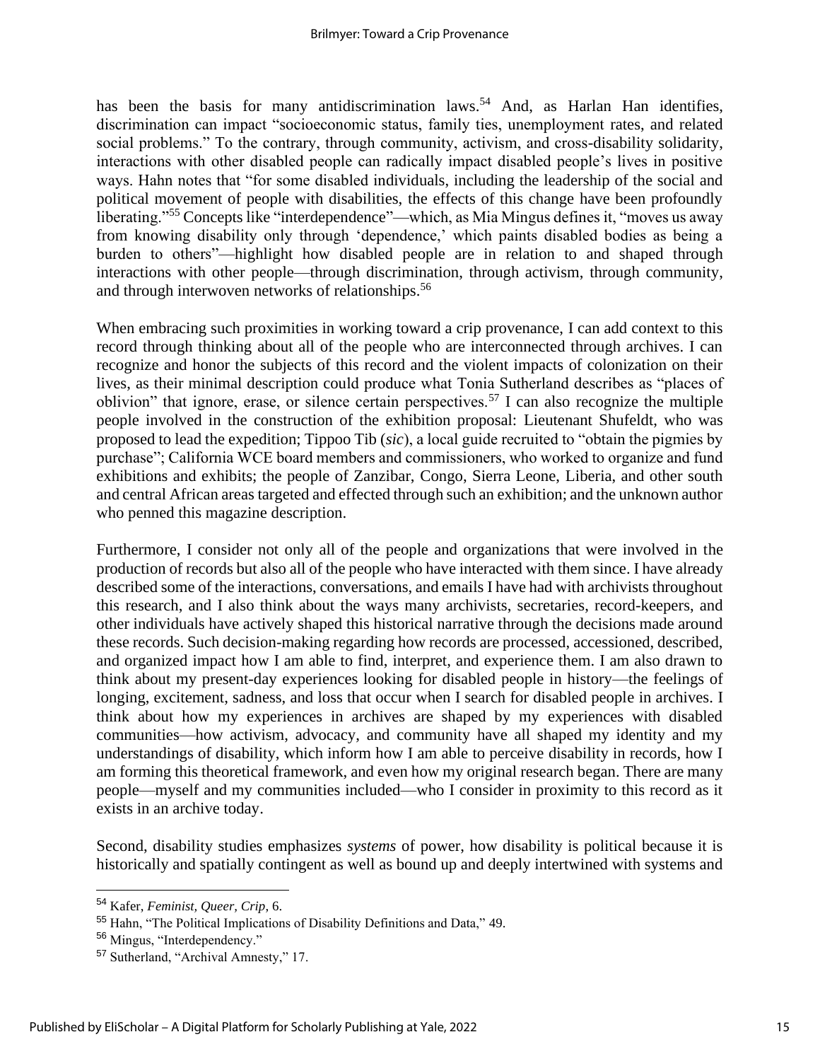has been the basis for many antidiscrimination laws.[54] And, as Harlan Han identifies, discrimination can impact "socioeconomic status, family ties, unemployment rates, and related social problems." To the contrary, through community, activism, and cross-disability solidarity, interactions with other disabled people can radically impact disabled people's lives in positive ways. Hahn notes that "for some disabled individuals, including the leadership of the social and political movement of people with disabilities, the effects of this change have been profoundly liberating."[55] Concepts like "interdependence"—which, as Mia Mingus defines it, "moves us away from knowing disability only through 'dependence,' which paints disabled bodies as being a burden to others"—highlight how disabled people are in relation to and shaped through interactions with other people—through discrimination, through activism, through community, and through interwoven networks of relationships.[56]

When embracing such proximities in working toward a crip provenance, I can add context to this record through thinking about all of the people who are interconnected through archives. I can recognize and honor the subjects of this record and the violent impacts of colonization on their lives, as their minimal description could produce what Tonia Sutherland describes as "places of oblivion" that ignore, erase, or silence certain perspectives.[57] I can also recognize the multiple people involved in the construction of the exhibition proposal: Lieutenant Shufeldt, who was proposed to lead the expedition; Tippoo Tib (*sic*), a local guide recruited to "obtain the pigmies by purchase"; California WCE board members and commissioners, who worked to organize and fund exhibitions and exhibits; the people of Zanzibar, Congo, Sierra Leone, Liberia, and other south and central African areas targeted and effected through such an exhibition; and the unknown author who penned this magazine description.

Furthermore, I consider not only all of the people and organizations that were involved in the production of records but also all of the people who have interacted with them since. I have already described some of the interactions, conversations, and emails I have had with archivists throughout this research, and I also think about the ways many archivists, secretaries, record-keepers, and other individuals have actively shaped this historical narrative through the decisions made around these records. Such decision-making regarding how records are processed, accessioned, described, and organized impact how I am able to find, interpret, and experience them. I am also drawn to think about my present-day experiences looking for disabled people in history—the feelings of longing, excitement, sadness, and loss that occur when I search for disabled people in archives. I think about how my experiences in archives are shaped by my experiences with disabled communities—how activism, advocacy, and community have all shaped my identity and my understandings of disability, which inform how I am able to perceive disability in records, how I am forming this theoretical framework, and even how my original research began. There are many people—myself and my communities included—who I consider in proximity to this record as it exists in an archive today.

Second, disability studies emphasizes *systems* of power, how disability is political because it is historically and spatially contingent as well as bound up and deeply intertwined with systems and

---

[54] Kafer, *Feminist, Queer, Crip*, 6.

[55] Hahn, "The Political Implications of Disability Definitions and Data," 49.

[56] Mingus, "Interdependency."

[57] Sutherland, "Archival Amnesty," 17.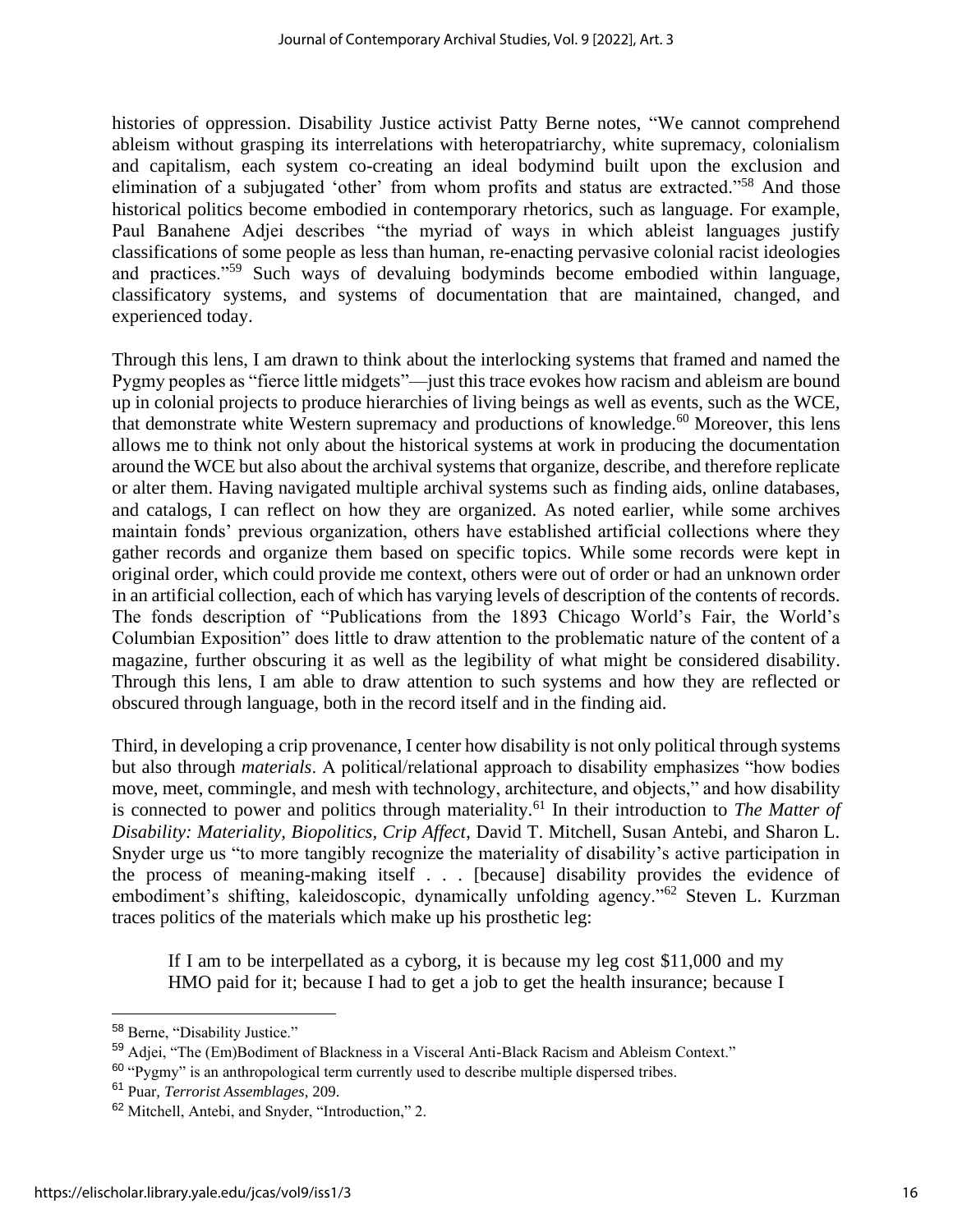histories of oppression. Disability Justice activist Patty Berne notes, "We cannot comprehend ableism without grasping its interrelations with heteropatriarchy, white supremacy, colonialism and capitalism, each system co-creating an ideal bodymind built upon the exclusion and elimination of a subjugated 'other' from whom profits and status are extracted."[58] And those historical politics become embodied in contemporary rhetorics, such as language. For example, Paul Banahene Adjei describes "the myriad of ways in which ableist languages justify classifications of some people as less than human, re-enacting pervasive colonial racist ideologies and practices."[59] Such ways of devaluing bodyminds become embodied within language, classificatory systems, and systems of documentation that are maintained, changed, and experienced today.

Through this lens, I am drawn to think about the interlocking systems that framed and named the Pygmy peoples as "fierce little midgets"—just this trace evokes how racism and ableism are bound up in colonial projects to produce hierarchies of living beings as well as events, such as the WCE, that demonstrate white Western supremacy and productions of knowledge.[60] Moreover, this lens allows me to think not only about the historical systems at work in producing the documentation around the WCE but also about the archival systems that organize, describe, and therefore replicate or alter them. Having navigated multiple archival systems such as finding aids, online databases, and catalogs, I can reflect on how they are organized. As noted earlier, while some archives maintain fonds' previous organization, others have established artificial collections where they gather records and organize them based on specific topics. While some records were kept in original order, which could provide me context, others were out of order or had an unknown order in an artificial collection, each of which has varying levels of description of the contents of records. The fonds description of "Publications from the 1893 Chicago World's Fair, the World's Columbian Exposition" does little to draw attention to the problematic nature of the content of a magazine, further obscuring it as well as the legibility of what might be considered disability. Through this lens, I am able to draw attention to such systems and how they are reflected or obscured through language, both in the record itself and in the finding aid.

Third, in developing a crip provenance, I center how disability is not only political through systems but also through *materials*. A political/relational approach to disability emphasizes "how bodies move, meet, commingle, and mesh with technology, architecture, and objects," and how disability is connected to power and politics through materiality.[61] In their introduction to *The Matter of Disability: Materiality, Biopolitics, Crip Affect*, David T. Mitchell, Susan Antebi, and Sharon L. Snyder urge us "to more tangibly recognize the materiality of disability's active participation in the process of meaning-making itself . . . [because] disability provides the evidence of embodiment's shifting, kaleidoscopic, dynamically unfolding agency."[62] Steven L. Kurzman traces politics of the materials which make up his prosthetic leg:

> If I am to be interpellated as a cyborg, it is because my leg cost $11,000 and my HMO paid for it; because I had to get a job to get the health insurance; because I

---

[58] Berne, "Disability Justice."

[59] Adjei, "The (Em)Bodiment of Blackness in a Visceral Anti-Black Racism and Ableism Context."

[60] "Pygmy" is an anthropological term currently used to describe multiple dispersed tribes.

[61] Puar, *Terrorist Assemblages*, 209.

[62] Mitchell, Antebi, and Snyder, "Introduction," 2.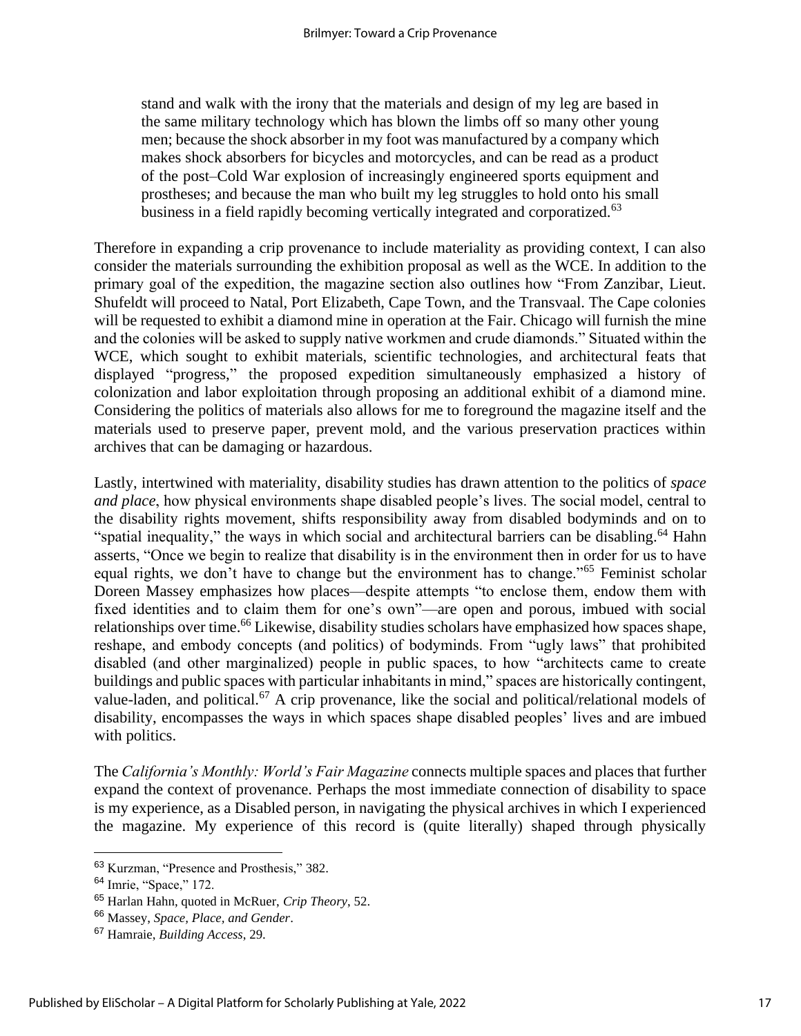> stand and walk with the irony that the materials and design of my leg are based in the same military technology which has blown the limbs off so many other young men; because the shock absorber in my foot was manufactured by a company which makes shock absorbers for bicycles and motorcycles, and can be read as a product of the post–Cold War explosion of increasingly engineered sports equipment and prostheses; and because the man who built my leg struggles to hold onto his small business in a field rapidly becoming vertically integrated and corporatized.[63]

Therefore in expanding a crip provenance to include materiality as providing context, I can also consider the materials surrounding the exhibition proposal as well as the WCE. In addition to the primary goal of the expedition, the magazine section also outlines how "From Zanzibar, Lieut. Shufeldt will proceed to Natal, Port Elizabeth, Cape Town, and the Transvaal. The Cape colonies will be requested to exhibit a diamond mine in operation at the Fair. Chicago will furnish the mine and the colonies will be asked to supply native workmen and crude diamonds." Situated within the WCE, which sought to exhibit materials, scientific technologies, and architectural feats that displayed "progress," the proposed expedition simultaneously emphasized a history of colonization and labor exploitation through proposing an additional exhibit of a diamond mine. Considering the politics of materials also allows for me to foreground the magazine itself and the materials used to preserve paper, prevent mold, and the various preservation practices within archives that can be damaging or hazardous.

Lastly, intertwined with materiality, disability studies has drawn attention to the politics of *space and place*, how physical environments shape disabled people's lives. The social model, central to the disability rights movement, shifts responsibility away from disabled bodyminds and on to "spatial inequality," the ways in which social and architectural barriers can be disabling.[64] Hahn asserts, "Once we begin to realize that disability is in the environment then in order for us to have equal rights, we don't have to change but the environment has to change."[65] Feminist scholar Doreen Massey emphasizes how places—despite attempts "to enclose them, endow them with fixed identities and to claim them for one's own"—are open and porous, imbued with social relationships over time.[66] Likewise, disability studies scholars have emphasized how spaces shape, reshape, and embody concepts (and politics) of bodyminds. From "ugly laws" that prohibited disabled (and other marginalized) people in public spaces, to how "architects came to create buildings and public spaces with particular inhabitants in mind," spaces are historically contingent, value-laden, and political.[67] A crip provenance, like the social and political/relational models of disability, encompasses the ways in which spaces shape disabled peoples' lives and are imbued with politics.

The *California's Monthly: World's Fair Magazine* connects multiple spaces and places that further expand the context of provenance. Perhaps the most immediate connection of disability to space is my experience, as a Disabled person, in navigating the physical archives in which I experienced the magazine. My experience of this record is (quite literally) shaped through physically

---

[63] Kurzman, "Presence and Prosthesis," 382.

[64] Imrie, "Space," 172.

[65] Harlan Hahn, quoted in McRuer, *Crip Theory*, 52.

[66] Massey, *Space, Place, and Gender*.

[67] Hamraie, *Building Access*, 29.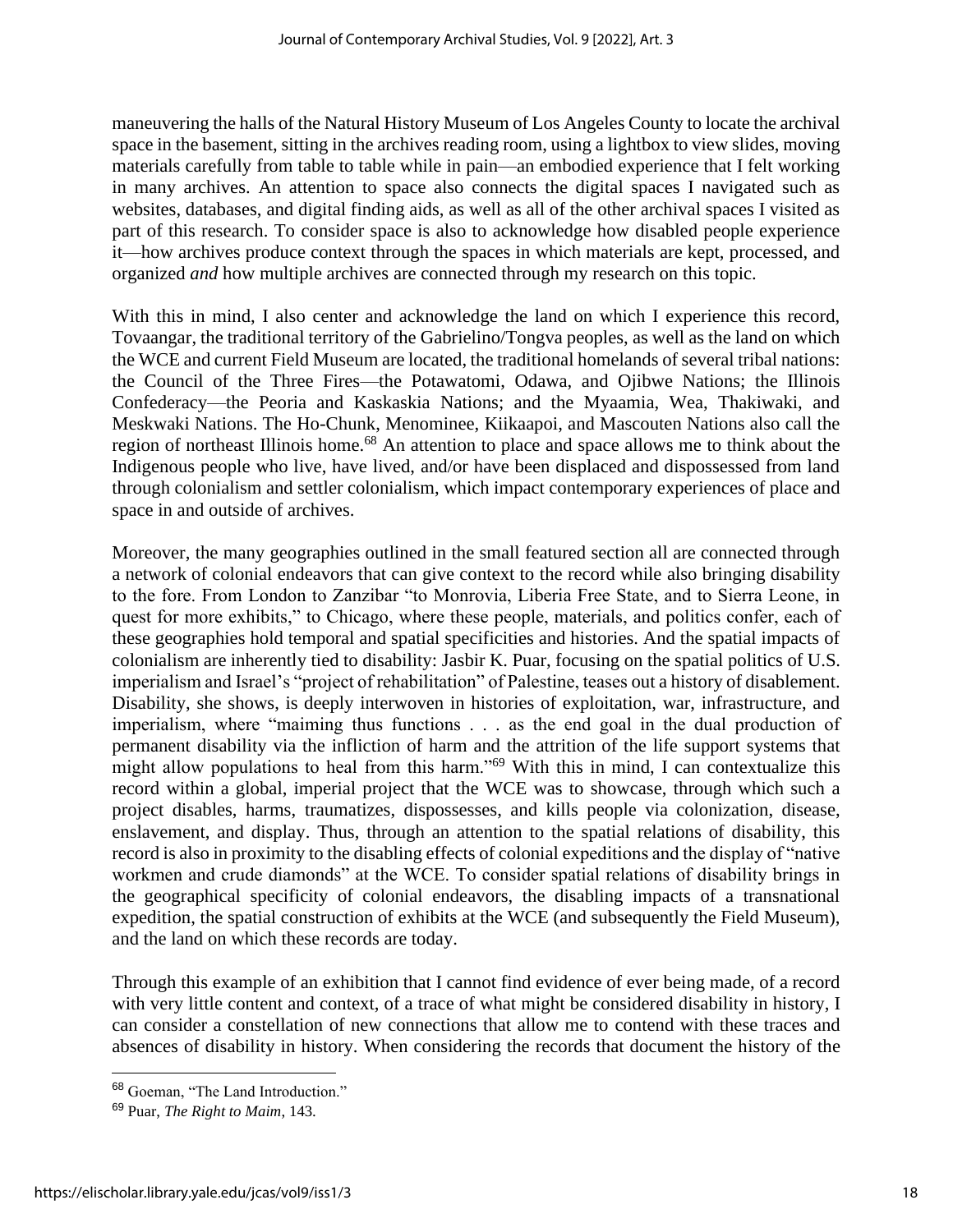maneuvering the halls of the Natural History Museum of Los Angeles County to locate the archival space in the basement, sitting in the archives reading room, using a lightbox to view slides, moving materials carefully from table to table while in pain—an embodied experience that I felt working in many archives. An attention to space also connects the digital spaces I navigated such as websites, databases, and digital finding aids, as well as all of the other archival spaces I visited as part of this research. To consider space is also to acknowledge how disabled people experience it—how archives produce context through the spaces in which materials are kept, processed, and organized *and* how multiple archives are connected through my research on this topic.

With this in mind, I also center and acknowledge the land on which I experience this record, Tovaangar, the traditional territory of the Gabrielino/Tongva peoples, as well as the land on which the WCE and current Field Museum are located, the traditional homelands of several tribal nations: the Council of the Three Fires—the Potawatomi, Odawa, and Ojibwe Nations; the Illinois Confederacy—the Peoria and Kaskaskia Nations; and the Myaamia, Wea, Thakiwaki, and Meskwaki Nations. The Ho-Chunk, Menominee, Kiikaapoi, and Mascouten Nations also call the region of northeast Illinois home.[68] An attention to place and space allows me to think about the Indigenous people who live, have lived, and/or have been displaced and dispossessed from land through colonialism and settler colonialism, which impact contemporary experiences of place and space in and outside of archives.

Moreover, the many geographies outlined in the small featured section all are connected through a network of colonial endeavors that can give context to the record while also bringing disability to the fore. From London to Zanzibar "to Monrovia, Liberia Free State, and to Sierra Leone, in quest for more exhibits," to Chicago, where these people, materials, and politics confer, each of these geographies hold temporal and spatial specificities and histories. And the spatial impacts of colonialism are inherently tied to disability: Jasbir K. Puar, focusing on the spatial politics of U.S. imperialism and Israel's "project of rehabilitation" of Palestine, teases out a history of disablement. Disability, she shows, is deeply interwoven in histories of exploitation, war, infrastructure, and imperialism, where "maiming thus functions . . . as the end goal in the dual production of permanent disability via the infliction of harm and the attrition of the life support systems that might allow populations to heal from this harm."[69] With this in mind, I can contextualize this record within a global, imperial project that the WCE was to showcase, through which such a project disables, harms, traumatizes, dispossesses, and kills people via colonization, disease, enslavement, and display. Thus, through an attention to the spatial relations of disability, this record is also in proximity to the disabling effects of colonial expeditions and the display of "native workmen and crude diamonds" at the WCE. To consider spatial relations of disability brings in the geographical specificity of colonial endeavors, the disabling impacts of a transnational expedition, the spatial construction of exhibits at the WCE (and subsequently the Field Museum), and the land on which these records are today.

Through this example of an exhibition that I cannot find evidence of ever being made, of a record with very little content and context, of a trace of what might be considered disability in history, I can consider a constellation of new connections that allow me to contend with these traces and absences of disability in history. When considering the records that document the history of the

---

[68] Goeman, "The Land Introduction."

[69] Puar, *The Right to Maim*, 143.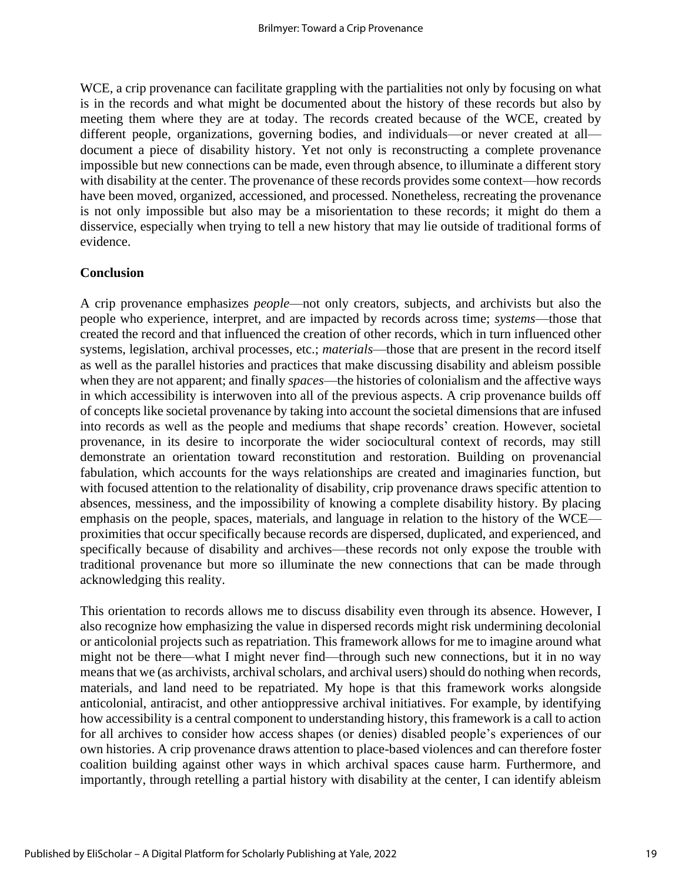WCE, a crip provenance can facilitate grappling with the partialities not only by focusing on what is in the records and what might be documented about the history of these records but also by meeting them where they are at today. The records created because of the WCE, created by different people, organizations, governing bodies, and individuals—or never created at all—document a piece of disability history. Yet not only is reconstructing a complete provenance impossible but new connections can be made, even through absence, to illuminate a different story with disability at the center. The provenance of these records provides some context—how records have been moved, organized, accessioned, and processed. Nonetheless, recreating the provenance is not only impossible but also may be a misorientation to these records; it might do them a disservice, especially when trying to tell a new history that may lie outside of traditional forms of evidence.

## Conclusion

A crip provenance emphasizes *people*—not only creators, subjects, and archivists but also the people who experience, interpret, and are impacted by records across time; *systems*—those that created the record and that influenced the creation of other records, which in turn influenced other systems, legislation, archival processes, etc.; *materials*—those that are present in the record itself as well as the parallel histories and practices that make discussing disability and ableism possible when they are not apparent; and finally *spaces*—the histories of colonialism and the affective ways in which accessibility is interwoven into all of the previous aspects. A crip provenance builds off of concepts like societal provenance by taking into account the societal dimensions that are infused into records as well as the people and mediums that shape records' creation. However, societal provenance, in its desire to incorporate the wider sociocultural context of records, may still demonstrate an orientation toward reconstitution and restoration. Building on provenancial fabulation, which accounts for the ways relationships are created and imaginaries function, but with focused attention to the relationality of disability, crip provenance draws specific attention to absences, messiness, and the impossibility of knowing a complete disability history. By placing emphasis on the people, spaces, materials, and language in relation to the history of the WCE—proximities that occur specifically because records are dispersed, duplicated, and experienced, and specifically because of disability and archives—these records not only expose the trouble with traditional provenance but more so illuminate the new connections that can be made through acknowledging this reality.

This orientation to records allows me to discuss disability even through its absence. However, I also recognize how emphasizing the value in dispersed records might risk undermining decolonial or anticolonial projects such as repatriation. This framework allows for me to imagine around what might not be there—what I might never find—through such new connections, but it in no way means that we (as archivists, archival scholars, and archival users) should do nothing when records, materials, and land need to be repatriated. My hope is that this framework works alongside anticolonial, antiracist, and other antioppressive archival initiatives. For example, by identifying how accessibility is a central component to understanding history, this framework is a call to action for all archives to consider how access shapes (or denies) disabled people's experiences of our own histories. A crip provenance draws attention to place-based violences and can therefore foster coalition building against other ways in which archival spaces cause harm. Furthermore, and importantly, through retelling a partial history with disability at the center, I can identify ableism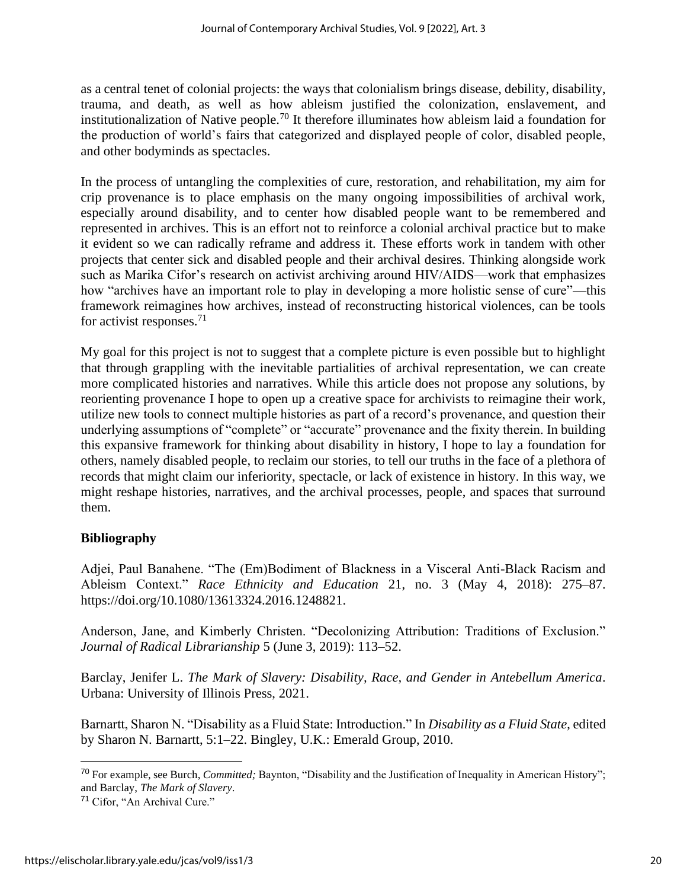as a central tenet of colonial projects: the ways that colonialism brings disease, debility, disability, trauma, and death, as well as how ableism justified the colonization, enslavement, and institutionalization of Native people.[70] It therefore illuminates how ableism laid a foundation for the production of world's fairs that categorized and displayed people of color, disabled people, and other bodyminds as spectacles.

In the process of untangling the complexities of cure, restoration, and rehabilitation, my aim for crip provenance is to place emphasis on the many ongoing impossibilities of archival work, especially around disability, and to center how disabled people want to be remembered and represented in archives. This is an effort not to reinforce a colonial archival practice but to make it evident so we can radically reframe and address it. These efforts work in tandem with other projects that center sick and disabled people and their archival desires. Thinking alongside work such as Marika Cifor's research on activist archiving around HIV/AIDS—work that emphasizes how "archives have an important role to play in developing a more holistic sense of cure"—this framework reimagines how archives, instead of reconstructing historical violences, can be tools for activist responses.[71]

My goal for this project is not to suggest that a complete picture is even possible but to highlight that through grappling with the inevitable partialities of archival representation, we can create more complicated histories and narratives. While this article does not propose any solutions, by reorienting provenance I hope to open up a creative space for archivists to reimagine their work, utilize new tools to connect multiple histories as part of a record's provenance, and question their underlying assumptions of "complete" or "accurate" provenance and the fixity therein. In building this expansive framework for thinking about disability in history, I hope to lay a foundation for others, namely disabled people, to reclaim our stories, to tell our truths in the face of a plethora of records that might claim our inferiority, spectacle, or lack of existence in history. In this way, we might reshape histories, narratives, and the archival processes, people, and spaces that surround them.

**Bibliography**

Adjei, Paul Banahene. "The (Em)Bodiment of Blackness in a Visceral Anti-Black Racism and Ableism Context." *Race Ethnicity and Education* 21, no. 3 (May 4, 2018): 275–87. https://doi.org/10.1080/13613324.2016.1248821.

Anderson, Jane, and Kimberly Christen. "Decolonizing Attribution: Traditions of Exclusion." *Journal of Radical Librarianship* 5 (June 3, 2019): 113–52.

Barclay, Jenifer L. *The Mark of Slavery: Disability, Race, and Gender in Antebellum America*. Urbana: University of Illinois Press, 2021.

Barnartt, Sharon N. "Disability as a Fluid State: Introduction." In *Disability as a Fluid State*, edited by Sharon N. Barnartt, 5:1–22. Bingley, U.K.: Emerald Group, 2010.

---

[70] For example, see Burch, *Committed;* Baynton, "Disability and the Justification of Inequality in American History"; and Barclay, *The Mark of Slavery*.

[71] Cifor, "An Archival Cure."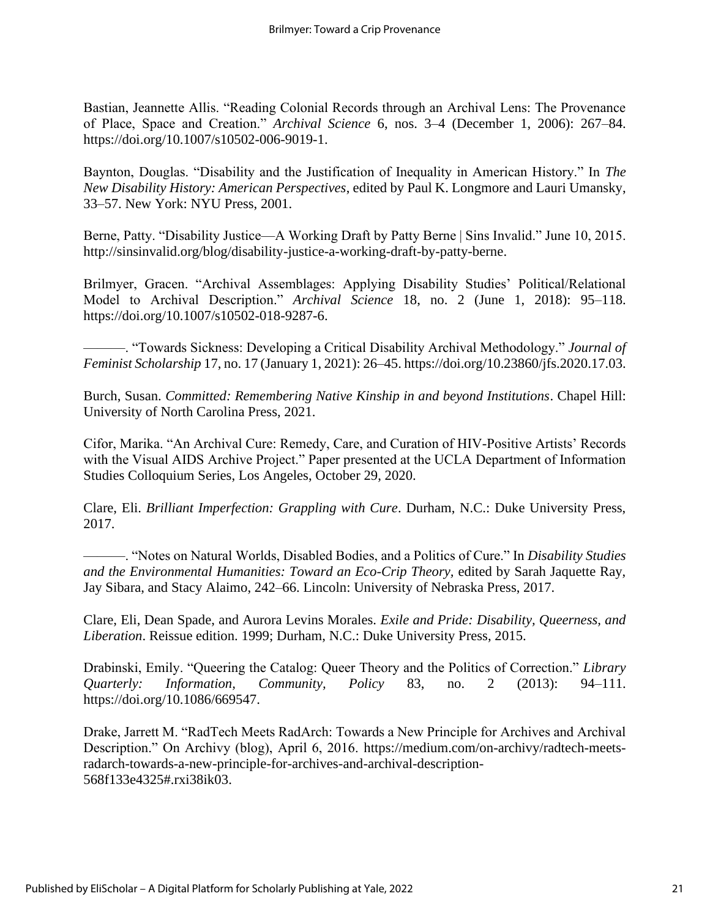Bastian, Jeannette Allis. “Reading Colonial Records through an Archival Lens: The Provenance of Place, Space and Creation.” *Archival Science* 6, nos. 3–4 (December 1, 2006): 267–84. https://doi.org/10.1007/s10502-006-9019-1.

Baynton, Douglas. “Disability and the Justification of Inequality in American History.” In *The New Disability History: American Perspectives*, edited by Paul K. Longmore and Lauri Umansky, 33–57. New York: NYU Press, 2001.

Berne, Patty. “Disability Justice—A Working Draft by Patty Berne | Sins Invalid.” June 10, 2015. http://sinsinvalid.org/blog/disability-justice-a-working-draft-by-patty-berne.

Brilmyer, Gracen. “Archival Assemblages: Applying Disability Studies’ Political/Relational Model to Archival Description.” *Archival Science* 18, no. 2 (June 1, 2018): 95–118. https://doi.org/10.1007/s10502-018-9287-6.

———. “Towards Sickness: Developing a Critical Disability Archival Methodology.” *Journal of Feminist Scholarship* 17, no. 17 (January 1, 2021): 26–45. https://doi.org/10.23860/jfs.2020.17.03.

Burch, Susan. *Committed: Remembering Native Kinship in and beyond Institutions*. Chapel Hill: University of North Carolina Press, 2021.

Cifor, Marika. “An Archival Cure: Remedy, Care, and Curation of HIV-Positive Artists’ Records with the Visual AIDS Archive Project.” Paper presented at the UCLA Department of Information Studies Colloquium Series, Los Angeles, October 29, 2020.

Clare, Eli. *Brilliant Imperfection: Grappling with Cure*. Durham, N.C.: Duke University Press, 2017.

———. “Notes on Natural Worlds, Disabled Bodies, and a Politics of Cure.” In *Disability Studies and the Environmental Humanities: Toward an Eco-Crip Theory*, edited by Sarah Jaquette Ray, Jay Sibara, and Stacy Alaimo, 242–66. Lincoln: University of Nebraska Press, 2017.

Clare, Eli, Dean Spade, and Aurora Levins Morales. *Exile and Pride: Disability, Queerness, and Liberation*. Reissue edition. 1999; Durham, N.C.: Duke University Press, 2015.

Drabinski, Emily. “Queering the Catalog: Queer Theory and the Politics of Correction.” *Library Quarterly: Information, Community, Policy* 83, no. 2 (2013): 94–111. https://doi.org/10.1086/669547.

Drake, Jarrett M. “RadTech Meets RadArch: Towards a New Principle for Archives and Archival Description.” On Archivy (blog), April 6, 2016. https://medium.com/on-archivy/radtech-meets-radarch-towards-a-new-principle-for-archives-and-archival-description-568f133e4325#.rxi38ik03.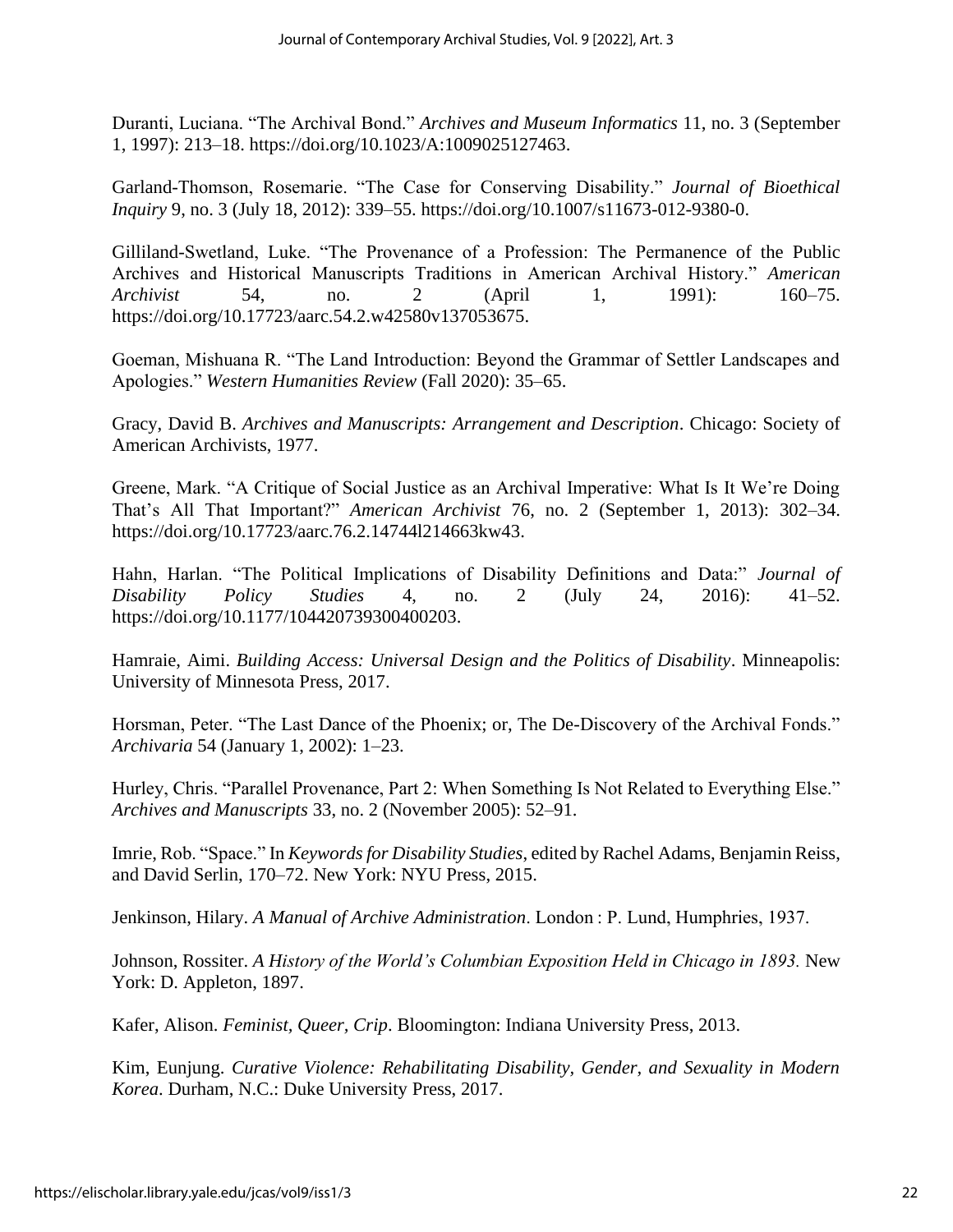Duranti, Luciana. “The Archival Bond.” *Archives and Museum Informatics* 11, no. 3 (September 1, 1997): 213–18. https://doi.org/10.1023/A:1009025127463.

Garland-Thomson, Rosemarie. “The Case for Conserving Disability.” *Journal of Bioethical Inquiry* 9, no. 3 (July 18, 2012): 339–55. https://doi.org/10.1007/s11673-012-9380-0.

Gilliland-Swetland, Luke. “The Provenance of a Profession: The Permanence of the Public Archives and Historical Manuscripts Traditions in American Archival History.” *American Archivist* 54, no. 2 (April 1, 1991): 160–75. https://doi.org/10.17723/aarc.54.2.w42580v137053675.

Goeman, Mishuana R. “The Land Introduction: Beyond the Grammar of Settler Landscapes and Apologies.” *Western Humanities Review* (Fall 2020): 35–65.

Gracy, David B. *Archives and Manuscripts: Arrangement and Description*. Chicago: Society of American Archivists, 1977.

Greene, Mark. “A Critique of Social Justice as an Archival Imperative: What Is It We’re Doing That’s All That Important?” *American Archivist* 76, no. 2 (September 1, 2013): 302–34. https://doi.org/10.17723/aarc.76.2.14744l214663kw43.

Hahn, Harlan. “The Political Implications of Disability Definitions and Data:” *Journal of Disability Policy Studies* 4, no. 2 (July 24, 2016): 41–52. https://doi.org/10.1177/104420739300400203.

Hamraie, Aimi. *Building Access: Universal Design and the Politics of Disability*. Minneapolis: University of Minnesota Press, 2017.

Horsman, Peter. “The Last Dance of the Phoenix; or, The De-Discovery of the Archival Fonds.” *Archivaria* 54 (January 1, 2002): 1–23.

Hurley, Chris. “Parallel Provenance, Part 2: When Something Is Not Related to Everything Else.” *Archives and Manuscripts* 33, no. 2 (November 2005): 52–91.

Imrie, Rob. “Space.” In *Keywords for Disability Studies*, edited by Rachel Adams, Benjamin Reiss, and David Serlin, 170–72. New York: NYU Press, 2015.

Jenkinson, Hilary. *A Manual of Archive Administration*. London : P. Lund, Humphries, 1937.

Johnson, Rossiter. *A History of the World’s Columbian Exposition Held in Chicago in 1893.* New York: D. Appleton, 1897.

Kafer, Alison. *Feminist, Queer, Crip*. Bloomington: Indiana University Press, 2013.

Kim, Eunjung. *Curative Violence: Rehabilitating Disability, Gender, and Sexuality in Modern Korea*. Durham, N.C.: Duke University Press, 2017.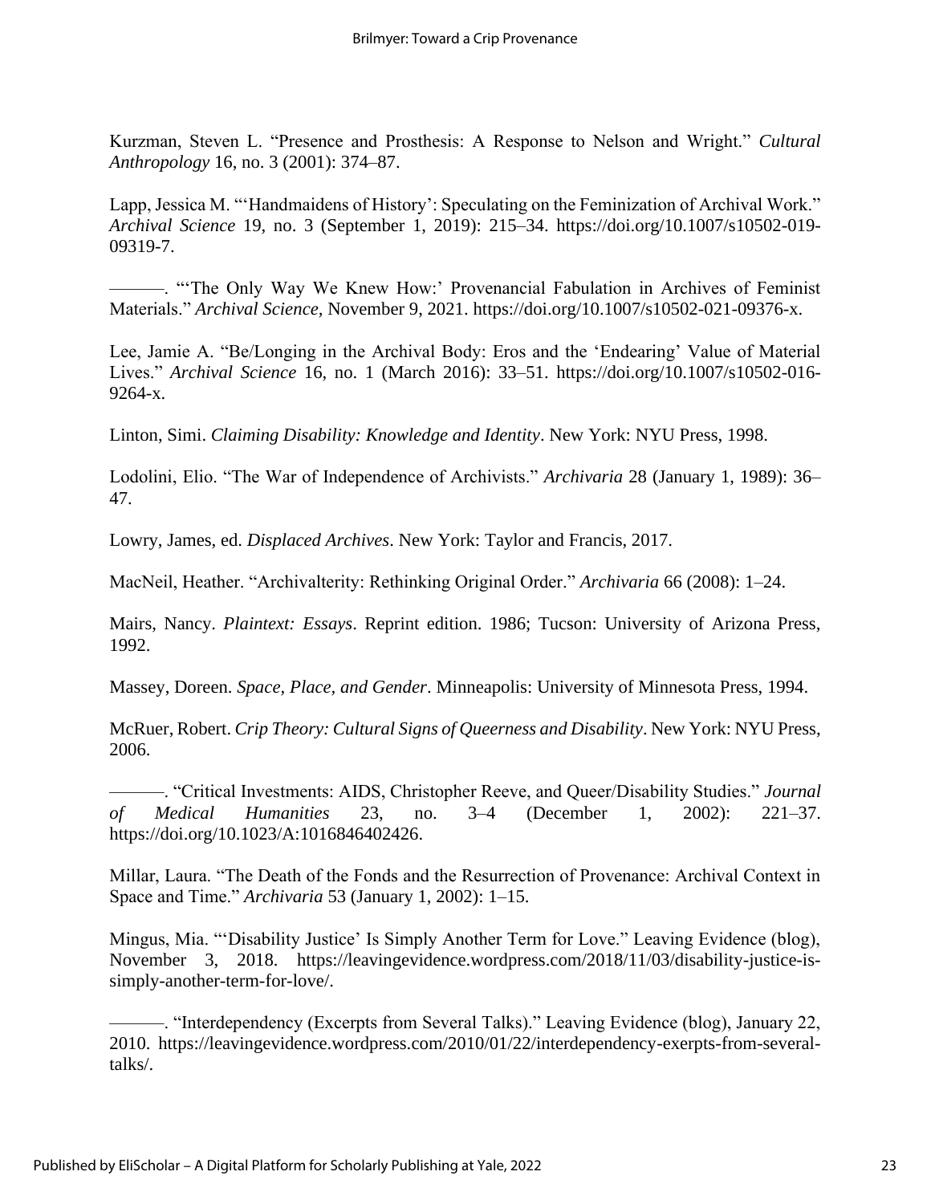Kurzman, Steven L. "Presence and Prosthesis: A Response to Nelson and Wright." *Cultural Anthropology* 16, no. 3 (2001): 374–87.

Lapp, Jessica M. "'Handmaidens of History': Speculating on the Feminization of Archival Work." *Archival Science* 19, no. 3 (September 1, 2019): 215–34. https://doi.org/10.1007/s10502-019-09319-7.

———. "'The Only Way We Knew How:' Provenancial Fabulation in Archives of Feminist Materials." *Archival Science*, November 9, 2021. https://doi.org/10.1007/s10502-021-09376-x.

Lee, Jamie A. "Be/Longing in the Archival Body: Eros and the 'Endearing' Value of Material Lives." *Archival Science* 16, no. 1 (March 2016): 33–51. https://doi.org/10.1007/s10502-016-9264-x.

Linton, Simi. *Claiming Disability: Knowledge and Identity*. New York: NYU Press, 1998.

Lodolini, Elio. "The War of Independence of Archivists." *Archivaria* 28 (January 1, 1989): 36–47.

Lowry, James, ed. *Displaced Archives*. New York: Taylor and Francis, 2017.

MacNeil, Heather. "Archivalterity: Rethinking Original Order." *Archivaria* 66 (2008): 1–24.

Mairs, Nancy. *Plaintext: Essays*. Reprint edition. 1986; Tucson: University of Arizona Press, 1992.

Massey, Doreen. *Space, Place, and Gender*. Minneapolis: University of Minnesota Press, 1994.

McRuer, Robert. *Crip Theory: Cultural Signs of Queerness and Disability*. New York: NYU Press, 2006.

———. "Critical Investments: AIDS, Christopher Reeve, and Queer/Disability Studies." *Journal of Medical Humanities* 23, no. 3–4 (December 1, 2002): 221–37. https://doi.org/10.1023/A:1016846402426.

Millar, Laura. "The Death of the Fonds and the Resurrection of Provenance: Archival Context in Space and Time." *Archivaria* 53 (January 1, 2002): 1–15.

Mingus, Mia. "'Disability Justice' Is Simply Another Term for Love." Leaving Evidence (blog), November 3, 2018. https://leavingevidence.wordpress.com/2018/11/03/disability-justice-is-simply-another-term-for-love/.

———. "Interdependency (Excerpts from Several Talks)." Leaving Evidence (blog), January 22, 2010. https://leavingevidence.wordpress.com/2010/01/22/interdependency-exerpts-from-several-talks/.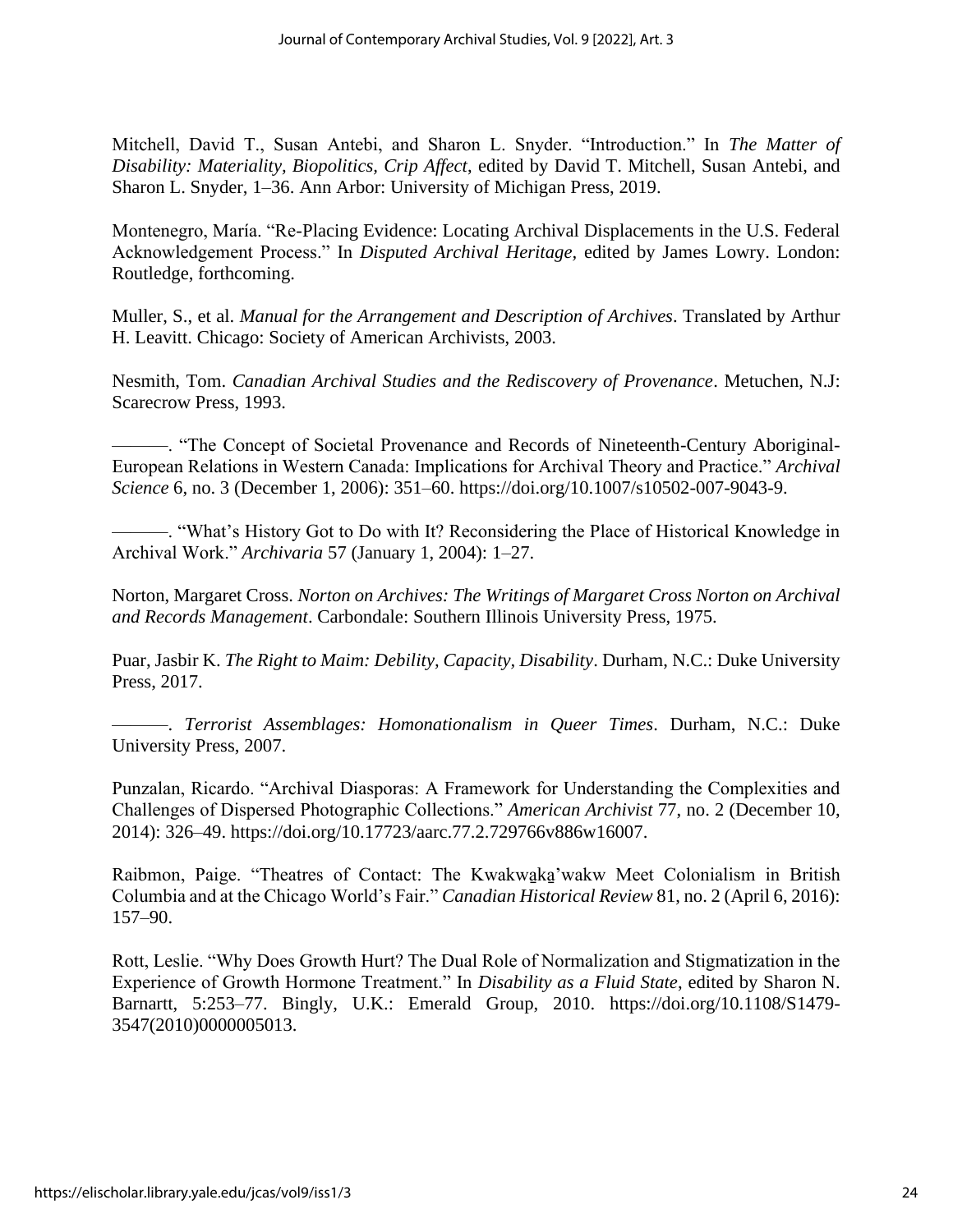Mitchell, David T., Susan Antebi, and Sharon L. Snyder. "Introduction." In *The Matter of Disability: Materiality, Biopolitics, Crip Affect*, edited by David T. Mitchell, Susan Antebi, and Sharon L. Snyder, 1–36. Ann Arbor: University of Michigan Press, 2019.

Montenegro, María. "Re-Placing Evidence: Locating Archival Displacements in the U.S. Federal Acknowledgement Process." In *Disputed Archival Heritage*, edited by James Lowry. London: Routledge, forthcoming.

Muller, S., et al. *Manual for the Arrangement and Description of Archives*. Translated by Arthur H. Leavitt. Chicago: Society of American Archivists, 2003.

Nesmith, Tom. *Canadian Archival Studies and the Rediscovery of Provenance*. Metuchen, N.J: Scarecrow Press, 1993.

———. "The Concept of Societal Provenance and Records of Nineteenth-Century Aboriginal-European Relations in Western Canada: Implications for Archival Theory and Practice." *Archival Science* 6, no. 3 (December 1, 2006): 351–60. https://doi.org/10.1007/s10502-007-9043-9.

———. "What's History Got to Do with It? Reconsidering the Place of Historical Knowledge in Archival Work." *Archivaria* 57 (January 1, 2004): 1–27.

Norton, Margaret Cross. *Norton on Archives: The Writings of Margaret Cross Norton on Archival and Records Management*. Carbondale: Southern Illinois University Press, 1975.

Puar, Jasbir K. *The Right to Maim: Debility, Capacity, Disability*. Durham, N.C.: Duke University Press, 2017.

———. *Terrorist Assemblages: Homonationalism in Queer Times*. Durham, N.C.: Duke University Press, 2007.

Punzalan, Ricardo. "Archival Diasporas: A Framework for Understanding the Complexities and Challenges of Dispersed Photographic Collections." *American Archivist* 77, no. 2 (December 10, 2014): 326–49. https://doi.org/10.17723/aarc.77.2.729766v886w16007.

Raibmon, Paige. "Theatres of Contact: The Kwakwa̱ka̱'wakw Meet Colonialism in British Columbia and at the Chicago World's Fair." *Canadian Historical Review* 81, no. 2 (April 6, 2016): 157–90.

Rott, Leslie. "Why Does Growth Hurt? The Dual Role of Normalization and Stigmatization in the Experience of Growth Hormone Treatment." In *Disability as a Fluid State*, edited by Sharon N. Barnartt, 5:253–77. Bingly, U.K.: Emerald Group, 2010. https://doi.org/10.1108/S1479-3547(2010)0000005013.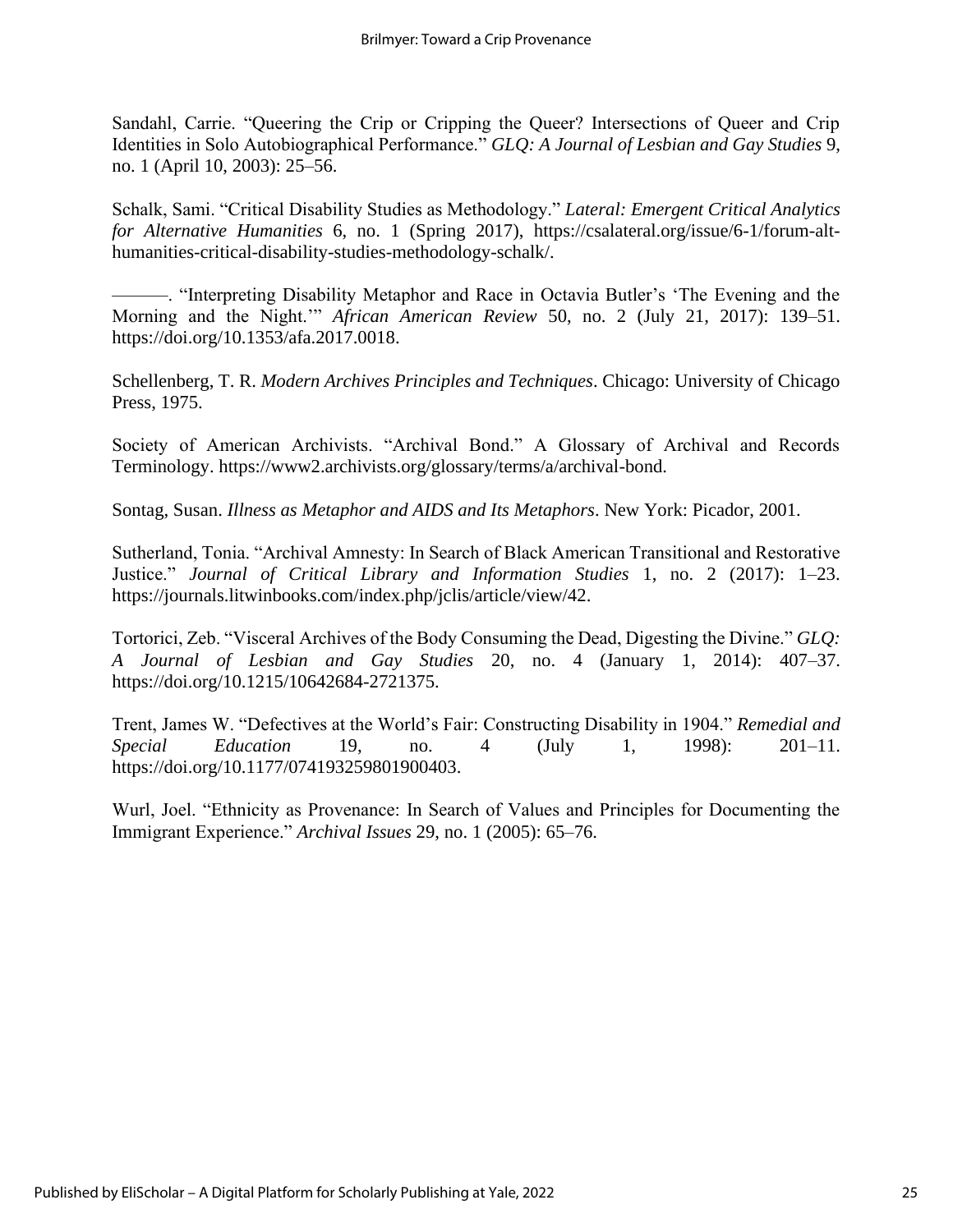Sandahl, Carrie. "Queering the Crip or Cripping the Queer? Intersections of Queer and Crip Identities in Solo Autobiographical Performance." *GLQ: A Journal of Lesbian and Gay Studies* 9, no. 1 (April 10, 2003): 25–56.

Schalk, Sami. "Critical Disability Studies as Methodology." *Lateral: Emergent Critical Analytics for Alternative Humanities* 6, no. 1 (Spring 2017), https://csalateral.org/issue/6-1/forum-alt-humanities-critical-disability-studies-methodology-schalk/.

———. "Interpreting Disability Metaphor and Race in Octavia Butler's 'The Evening and the Morning and the Night.'" *African American Review* 50, no. 2 (July 21, 2017): 139–51. https://doi.org/10.1353/afa.2017.0018.

Schellenberg, T. R. *Modern Archives Principles and Techniques*. Chicago: University of Chicago Press, 1975.

Society of American Archivists. "Archival Bond." A Glossary of Archival and Records Terminology. https://www2.archivists.org/glossary/terms/a/archival-bond.

Sontag, Susan. *Illness as Metaphor and AIDS and Its Metaphors*. New York: Picador, 2001.

Sutherland, Tonia. "Archival Amnesty: In Search of Black American Transitional and Restorative Justice." *Journal of Critical Library and Information Studies* 1, no. 2 (2017): 1–23. https://journals.litwinbooks.com/index.php/jclis/article/view/42.

Tortorici, Zeb. "Visceral Archives of the Body Consuming the Dead, Digesting the Divine." *GLQ: A Journal of Lesbian and Gay Studies* 20, no. 4 (January 1, 2014): 407–37. https://doi.org/10.1215/10642684-2721375.

Trent, James W. "Defectives at the World's Fair: Constructing Disability in 1904." *Remedial and Special Education* 19, no. 4 (July 1, 1998): 201–11. https://doi.org/10.1177/074193259801900403.

Wurl, Joel. "Ethnicity as Provenance: In Search of Values and Principles for Documenting the Immigrant Experience." *Archival Issues* 29, no. 1 (2005): 65–76.